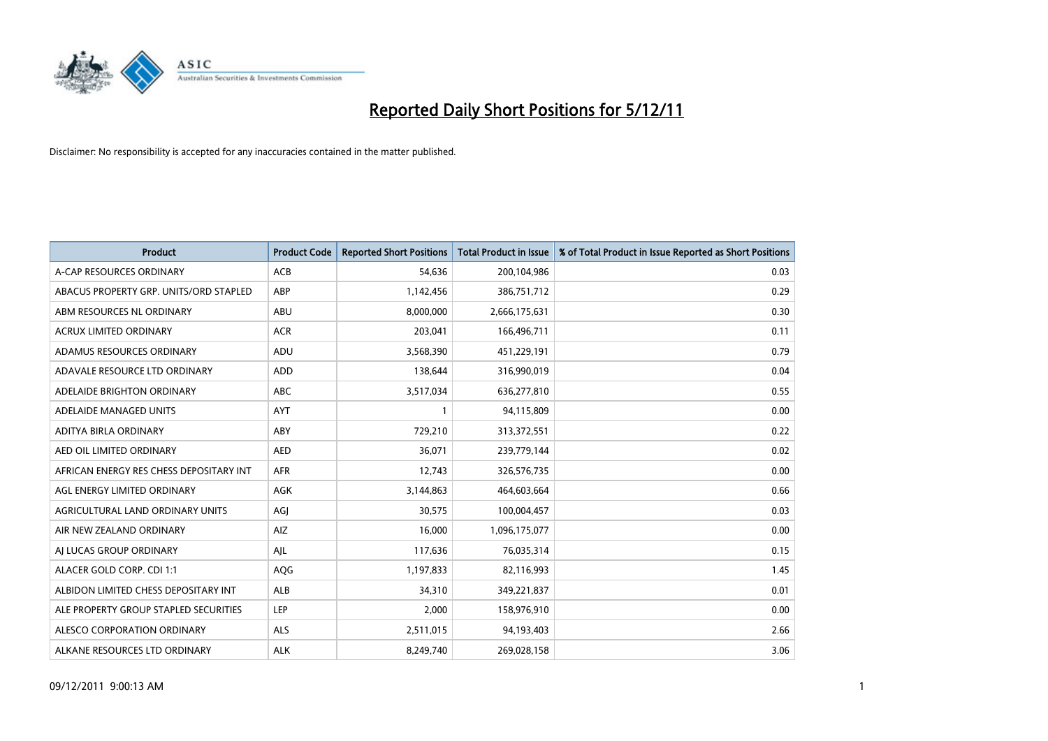# Reported Daily Short Positions for 5/12/11

Disclaimer: No responsibility is accepted for any inaccuracies contained in the matter published.

| Product | Product Code | Reported Short Positions | Total Product in Issue | % of Total Product in Issue Reported as Short Positions |
|---|---|---|---|---|
| A-CAP RESOURCES ORDINARY | ACB | 54,636 | 200,104,986 | 0.03 |
| ABACUS PROPERTY GRP. UNITS/ORD STAPLED | ABP | 1,142,456 | 386,751,712 | 0.29 |
| ABM RESOURCES NL ORDINARY | ABU | 8,000,000 | 2,666,175,631 | 0.30 |
| ACRUX LIMITED ORDINARY | ACR | 203,041 | 166,496,711 | 0.11 |
| ADAMUS RESOURCES ORDINARY | ADU | 3,568,390 | 451,229,191 | 0.79 |
| ADAVALE RESOURCE LTD ORDINARY | ADD | 138,644 | 316,990,019 | 0.04 |
| ADELAIDE BRIGHTON ORDINARY | ABC | 3,517,034 | 636,277,810 | 0.55 |
| ADELAIDE MANAGED UNITS | AYT | 1 | 94,115,809 | 0.00 |
| ADITYA BIRLA ORDINARY | ABY | 729,210 | 313,372,551 | 0.22 |
| AED OIL LIMITED ORDINARY | AED | 36,071 | 239,779,144 | 0.02 |
| AFRICAN ENERGY RES CHESS DEPOSITARY INT | AFR | 12,743 | 326,576,735 | 0.00 |
| AGL ENERGY LIMITED ORDINARY | AGK | 3,144,863 | 464,603,664 | 0.66 |
| AGRICULTURAL LAND ORDINARY UNITS | AGJ | 30,575 | 100,004,457 | 0.03 |
| AIR NEW ZEALAND ORDINARY | AIZ | 16,000 | 1,096,175,077 | 0.00 |
| AJ LUCAS GROUP ORDINARY | AJL | 117,636 | 76,035,314 | 0.15 |
| ALACER GOLD CORP. CDI 1:1 | AQG | 1,197,833 | 82,116,993 | 1.45 |
| ALBIDON LIMITED CHESS DEPOSITARY INT | ALB | 34,310 | 349,221,837 | 0.01 |
| ALE PROPERTY GROUP STAPLED SECURITIES | LEP | 2,000 | 158,976,910 | 0.00 |
| ALESCO CORPORATION ORDINARY | ALS | 2,511,015 | 94,193,403 | 2.66 |
| ALKANE RESOURCES LTD ORDINARY | ALK | 8,249,740 | 269,028,158 | 3.06 |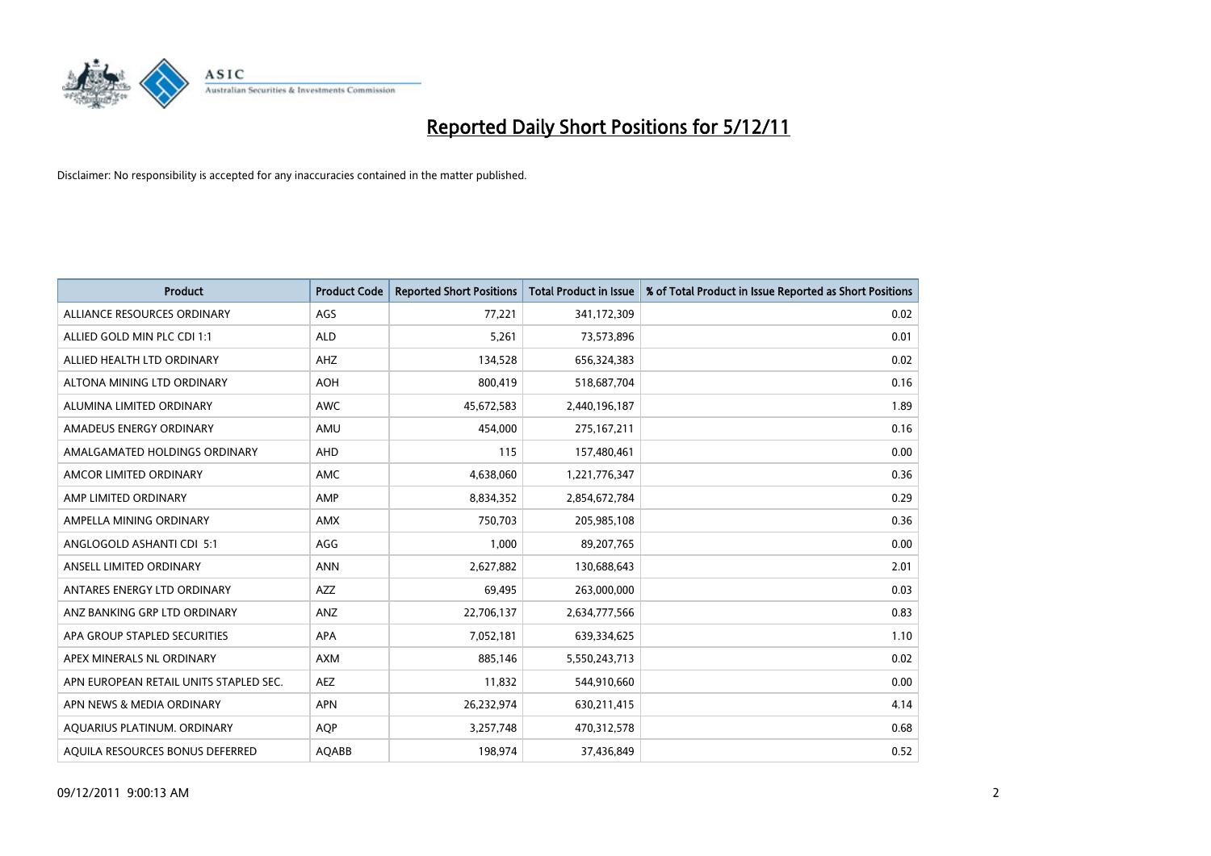# Reported Daily Short Positions for 5/12/11

Disclaimer: No responsibility is accepted for any inaccuracies contained in the matter published.

| Product | Product Code | Reported Short Positions | Total Product in Issue | % of Total Product in Issue Reported as Short Positions |
|---|---|---|---|---|
| ALLIANCE RESOURCES ORDINARY | AGS | 77,221 | 341,172,309 | 0.02 |
| ALLIED GOLD MIN PLC CDI 1:1 | ALD | 5,261 | 73,573,896 | 0.01 |
| ALLIED HEALTH LTD ORDINARY | AHZ | 134,528 | 656,324,383 | 0.02 |
| ALTONA MINING LTD ORDINARY | AOH | 800,419 | 518,687,704 | 0.16 |
| ALUMINA LIMITED ORDINARY | AWC | 45,672,583 | 2,440,196,187 | 1.89 |
| AMADEUS ENERGY ORDINARY | AMU | 454,000 | 275,167,211 | 0.16 |
| AMALGAMATED HOLDINGS ORDINARY | AHD | 115 | 157,480,461 | 0.00 |
| AMCOR LIMITED ORDINARY | AMC | 4,638,060 | 1,221,776,347 | 0.36 |
| AMP LIMITED ORDINARY | AMP | 8,834,352 | 2,854,672,784 | 0.29 |
| AMPELLA MINING ORDINARY | AMX | 750,703 | 205,985,108 | 0.36 |
| ANGLOGOLD ASHANTI CDI 5:1 | AGG | 1,000 | 89,207,765 | 0.00 |
| ANSELL LIMITED ORDINARY | ANN | 2,627,882 | 130,688,643 | 2.01 |
| ANTARES ENERGY LTD ORDINARY | AZZ | 69,495 | 263,000,000 | 0.03 |
| ANZ BANKING GRP LTD ORDINARY | ANZ | 22,706,137 | 2,634,777,566 | 0.83 |
| APA GROUP STAPLED SECURITIES | APA | 7,052,181 | 639,334,625 | 1.10 |
| APEX MINERALS NL ORDINARY | AXM | 885,146 | 5,550,243,713 | 0.02 |
| APN EUROPEAN RETAIL UNITS STAPLED SEC. | AEZ | 11,832 | 544,910,660 | 0.00 |
| APN NEWS & MEDIA ORDINARY | APN | 26,232,974 | 630,211,415 | 4.14 |
| AQUARIUS PLATINUM. ORDINARY | AQP | 3,257,748 | 470,312,578 | 0.68 |
| AQUILA RESOURCES BONUS DEFERRED | AQABB | 198,974 | 37,436,849 | 0.52 |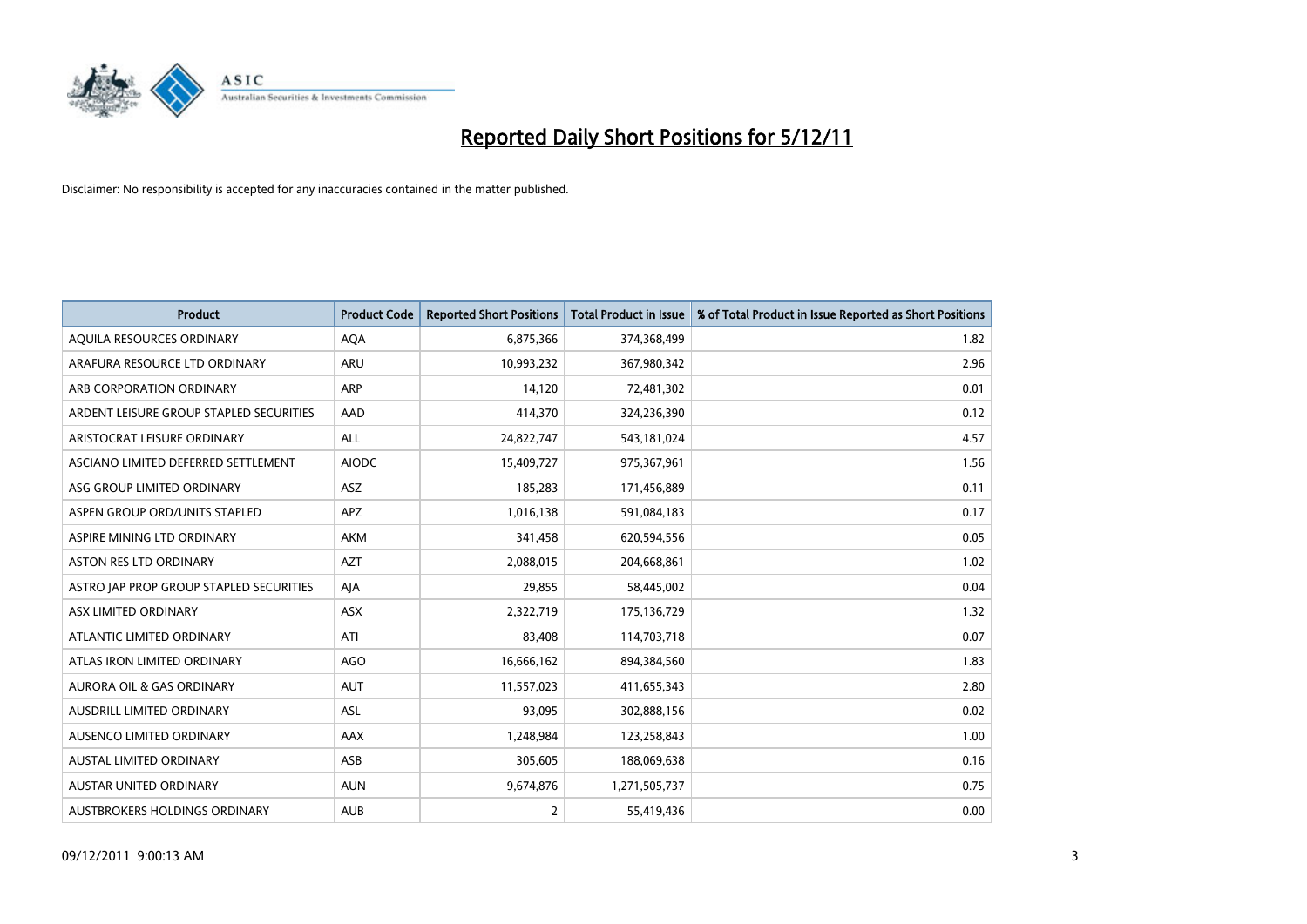# Reported Daily Short Positions for 5/12/11

Disclaimer: No responsibility is accepted for any inaccuracies contained in the matter published.

| Product | Product Code | Reported Short Positions | Total Product in Issue | % of Total Product in Issue Reported as Short Positions |
|---|---|---|---|---|
| AQUILA RESOURCES ORDINARY | AQA | 6,875,366 | 374,368,499 | 1.82 |
| ARAFURA RESOURCE LTD ORDINARY | ARU | 10,993,232 | 367,980,342 | 2.96 |
| ARB CORPORATION ORDINARY | ARP | 14,120 | 72,481,302 | 0.01 |
| ARDENT LEISURE GROUP STAPLED SECURITIES | AAD | 414,370 | 324,236,390 | 0.12 |
| ARISTOCRAT LEISURE ORDINARY | ALL | 24,822,747 | 543,181,024 | 4.57 |
| ASCIANO LIMITED DEFERRED SETTLEMENT | AIODC | 15,409,727 | 975,367,961 | 1.56 |
| ASG GROUP LIMITED ORDINARY | ASZ | 185,283 | 171,456,889 | 0.11 |
| ASPEN GROUP ORD/UNITS STAPLED | APZ | 1,016,138 | 591,084,183 | 0.17 |
| ASPIRE MINING LTD ORDINARY | AKM | 341,458 | 620,594,556 | 0.05 |
| ASTON RES LTD ORDINARY | AZT | 2,088,015 | 204,668,861 | 1.02 |
| ASTRO JAP PROP GROUP STAPLED SECURITIES | AJA | 29,855 | 58,445,002 | 0.04 |
| ASX LIMITED ORDINARY | ASX | 2,322,719 | 175,136,729 | 1.32 |
| ATLANTIC LIMITED ORDINARY | ATI | 83,408 | 114,703,718 | 0.07 |
| ATLAS IRON LIMITED ORDINARY | AGO | 16,666,162 | 894,384,560 | 1.83 |
| AURORA OIL & GAS ORDINARY | AUT | 11,557,023 | 411,655,343 | 2.80 |
| AUSDRILL LIMITED ORDINARY | ASL | 93,095 | 302,888,156 | 0.02 |
| AUSENCO LIMITED ORDINARY | AAX | 1,248,984 | 123,258,843 | 1.00 |
| AUSTAL LIMITED ORDINARY | ASB | 305,605 | 188,069,638 | 0.16 |
| AUSTAR UNITED ORDINARY | AUN | 9,674,876 | 1,271,505,737 | 0.75 |
| AUSTBROKERS HOLDINGS ORDINARY | AUB | 2 | 55,419,436 | 0.00 |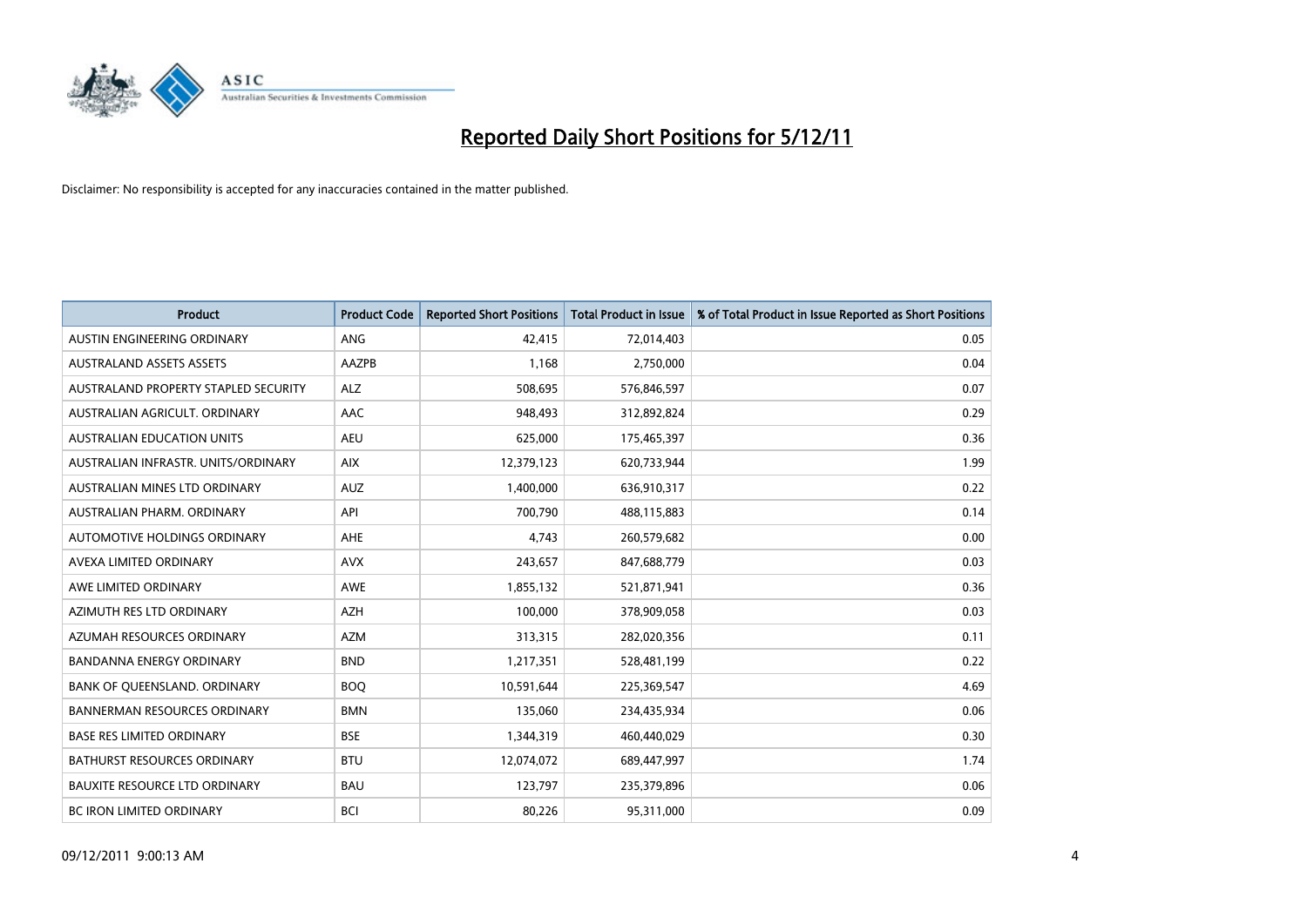# Reported Daily Short Positions for 5/12/11

Disclaimer: No responsibility is accepted for any inaccuracies contained in the matter published.

| Product | Product Code | Reported Short Positions | Total Product in Issue | % of Total Product in Issue Reported as Short Positions |
|---|---|---|---|---|
| AUSTIN ENGINEERING ORDINARY | ANG | 42,415 | 72,014,403 | 0.05 |
| AUSTRALAND ASSETS ASSETS | AAZPB | 1,168 | 2,750,000 | 0.04 |
| AUSTRALAND PROPERTY STAPLED SECURITY | ALZ | 508,695 | 576,846,597 | 0.07 |
| AUSTRALIAN AGRICULT. ORDINARY | AAC | 948,493 | 312,892,824 | 0.29 |
| AUSTRALIAN EDUCATION UNITS | AEU | 625,000 | 175,465,397 | 0.36 |
| AUSTRALIAN INFRASTR. UNITS/ORDINARY | AIX | 12,379,123 | 620,733,944 | 1.99 |
| AUSTRALIAN MINES LTD ORDINARY | AUZ | 1,400,000 | 636,910,317 | 0.22 |
| AUSTRALIAN PHARM. ORDINARY | API | 700,790 | 488,115,883 | 0.14 |
| AUTOMOTIVE HOLDINGS ORDINARY | AHE | 4,743 | 260,579,682 | 0.00 |
| AVEXA LIMITED ORDINARY | AVX | 243,657 | 847,688,779 | 0.03 |
| AWE LIMITED ORDINARY | AWE | 1,855,132 | 521,871,941 | 0.36 |
| AZIMUTH RES LTD ORDINARY | AZH | 100,000 | 378,909,058 | 0.03 |
| AZUMAH RESOURCES ORDINARY | AZM | 313,315 | 282,020,356 | 0.11 |
| BANDANNA ENERGY ORDINARY | BND | 1,217,351 | 528,481,199 | 0.22 |
| BANK OF QUEENSLAND. ORDINARY | BOQ | 10,591,644 | 225,369,547 | 4.69 |
| BANNERMAN RESOURCES ORDINARY | BMN | 135,060 | 234,435,934 | 0.06 |
| BASE RES LIMITED ORDINARY | BSE | 1,344,319 | 460,440,029 | 0.30 |
| BATHURST RESOURCES ORDINARY | BTU | 12,074,072 | 689,447,997 | 1.74 |
| BAUXITE RESOURCE LTD ORDINARY | BAU | 123,797 | 235,379,896 | 0.06 |
| BC IRON LIMITED ORDINARY | BCI | 80,226 | 95,311,000 | 0.09 |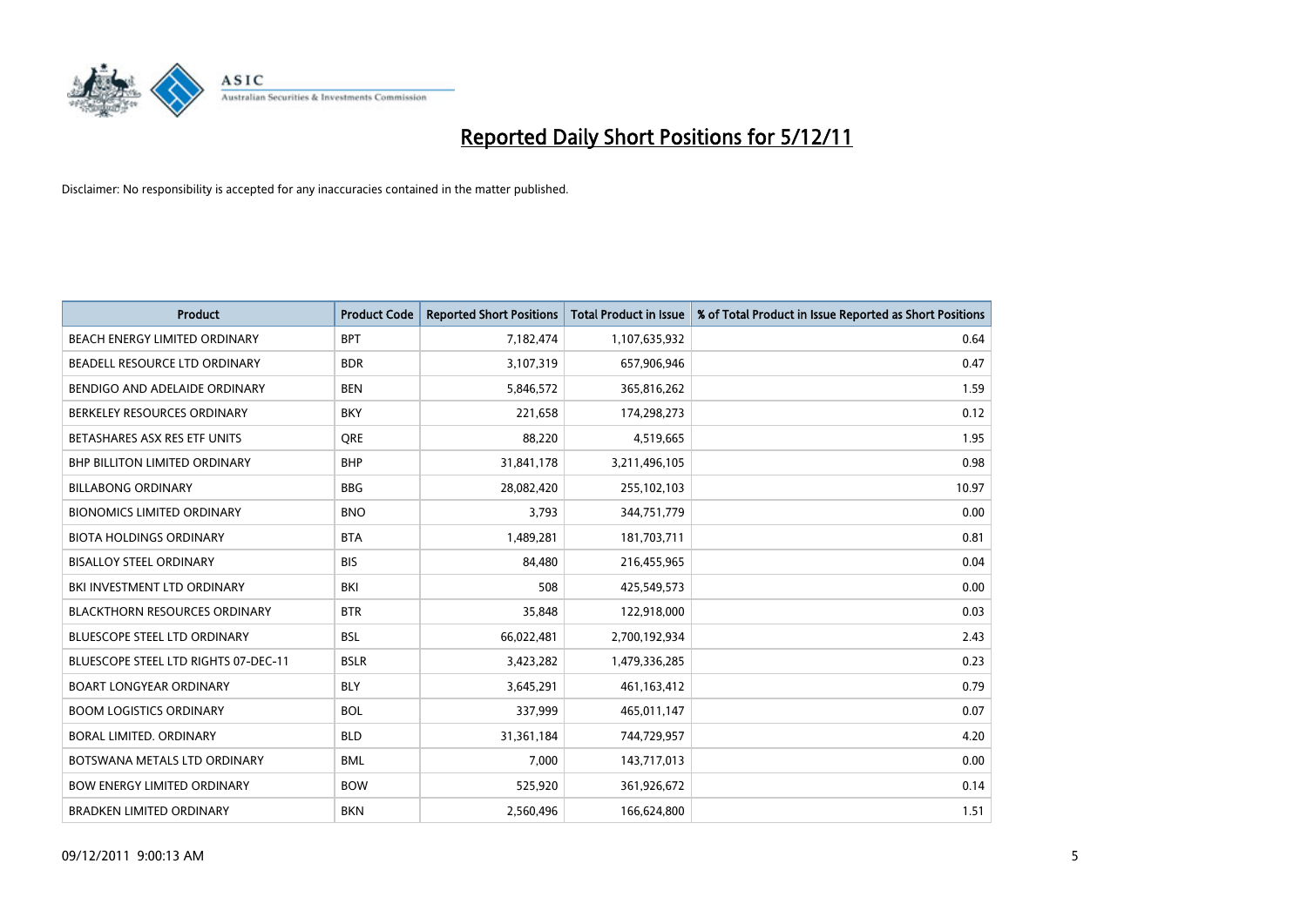# Reported Daily Short Positions for 5/12/11

Disclaimer: No responsibility is accepted for any inaccuracies contained in the matter published.

| Product | Product Code | Reported Short Positions | Total Product in Issue | % of Total Product in Issue Reported as Short Positions |
|---|---|---|---|---|
| BEACH ENERGY LIMITED ORDINARY | BPT | 7,182,474 | 1,107,635,932 | 0.64 |
| BEADELL RESOURCE LTD ORDINARY | BDR | 3,107,319 | 657,906,946 | 0.47 |
| BENDIGO AND ADELAIDE ORDINARY | BEN | 5,846,572 | 365,816,262 | 1.59 |
| BERKELEY RESOURCES ORDINARY | BKY | 221,658 | 174,298,273 | 0.12 |
| BETASHARES ASX RES ETF UNITS | QRE | 88,220 | 4,519,665 | 1.95 |
| BHP BILLITON LIMITED ORDINARY | BHP | 31,841,178 | 3,211,496,105 | 0.98 |
| BILLABONG ORDINARY | BBG | 28,082,420 | 255,102,103 | 10.97 |
| BIONOMICS LIMITED ORDINARY | BNO | 3,793 | 344,751,779 | 0.00 |
| BIOTA HOLDINGS ORDINARY | BTA | 1,489,281 | 181,703,711 | 0.81 |
| BISALLOY STEEL ORDINARY | BIS | 84,480 | 216,455,965 | 0.04 |
| BKI INVESTMENT LTD ORDINARY | BKI | 508 | 425,549,573 | 0.00 |
| BLACKTHORN RESOURCES ORDINARY | BTR | 35,848 | 122,918,000 | 0.03 |
| BLUESCOPE STEEL LTD ORDINARY | BSL | 66,022,481 | 2,700,192,934 | 2.43 |
| BLUESCOPE STEEL LTD RIGHTS 07-DEC-11 | BSLR | 3,423,282 | 1,479,336,285 | 0.23 |
| BOART LONGYEAR ORDINARY | BLY | 3,645,291 | 461,163,412 | 0.79 |
| BOOM LOGISTICS ORDINARY | BOL | 337,999 | 465,011,147 | 0.07 |
| BORAL LIMITED. ORDINARY | BLD | 31,361,184 | 744,729,957 | 4.20 |
| BOTSWANA METALS LTD ORDINARY | BML | 7,000 | 143,717,013 | 0.00 |
| BOW ENERGY LIMITED ORDINARY | BOW | 525,920 | 361,926,672 | 0.14 |
| BRADKEN LIMITED ORDINARY | BKN | 2,560,496 | 166,624,800 | 1.51 |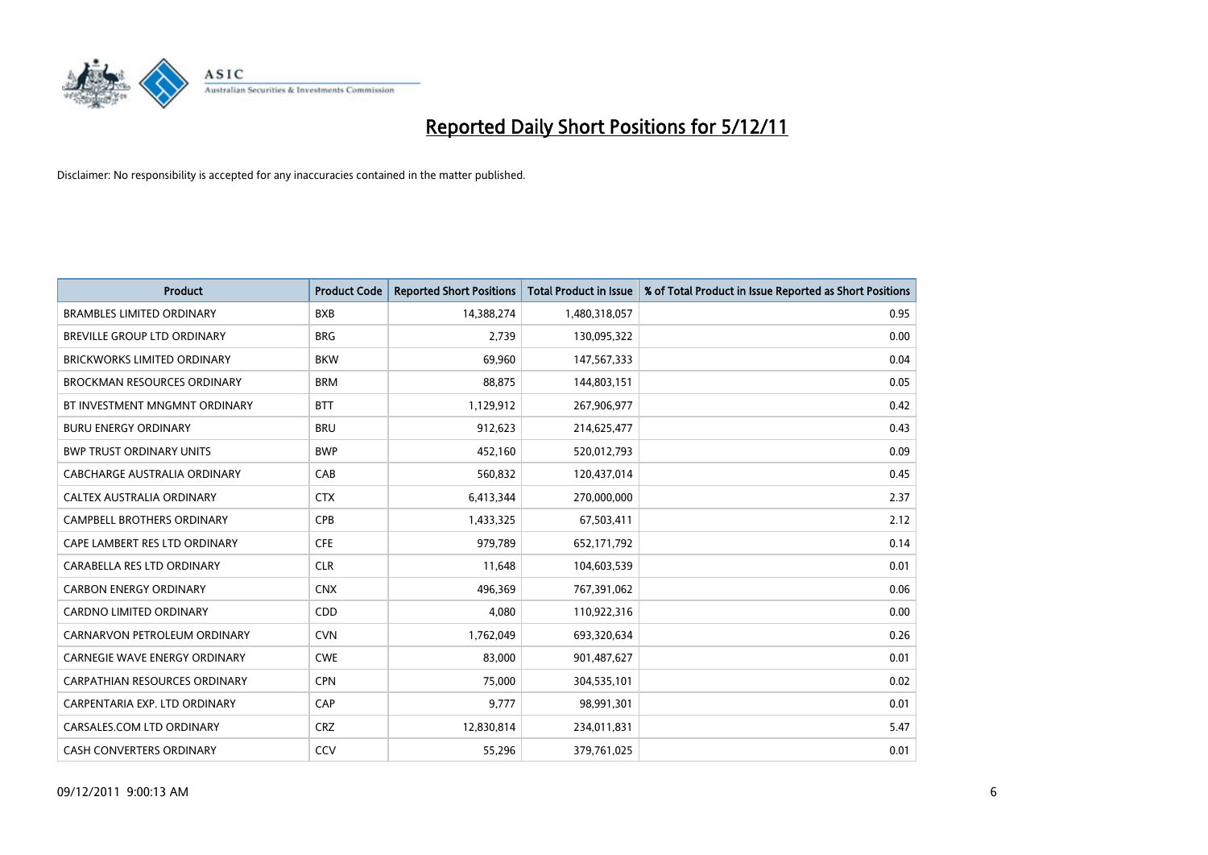# Reported Daily Short Positions for 5/12/11

Disclaimer: No responsibility is accepted for any inaccuracies contained in the matter published.

| Product | Product Code | Reported Short Positions | Total Product in Issue | % of Total Product in Issue Reported as Short Positions |
|---|---|---|---|---|
| BRAMBLES LIMITED ORDINARY | BXB | 14,388,274 | 1,480,318,057 | 0.95 |
| BREVILLE GROUP LTD ORDINARY | BRG | 2,739 | 130,095,322 | 0.00 |
| BRICKWORKS LIMITED ORDINARY | BKW | 69,960 | 147,567,333 | 0.04 |
| BROCKMAN RESOURCES ORDINARY | BRM | 88,875 | 144,803,151 | 0.05 |
| BT INVESTMENT MNGMNT ORDINARY | BTT | 1,129,912 | 267,906,977 | 0.42 |
| BURU ENERGY ORDINARY | BRU | 912,623 | 214,625,477 | 0.43 |
| BWP TRUST ORDINARY UNITS | BWP | 452,160 | 520,012,793 | 0.09 |
| CABCHARGE AUSTRALIA ORDINARY | CAB | 560,832 | 120,437,014 | 0.45 |
| CALTEX AUSTRALIA ORDINARY | CTX | 6,413,344 | 270,000,000 | 2.37 |
| CAMPBELL BROTHERS ORDINARY | CPB | 1,433,325 | 67,503,411 | 2.12 |
| CAPE LAMBERT RES LTD ORDINARY | CFE | 979,789 | 652,171,792 | 0.14 |
| CARABELLA RES LTD ORDINARY | CLR | 11,648 | 104,603,539 | 0.01 |
| CARBON ENERGY ORDINARY | CNX | 496,369 | 767,391,062 | 0.06 |
| CARDNO LIMITED ORDINARY | CDD | 4,080 | 110,922,316 | 0.00 |
| CARNARVON PETROLEUM ORDINARY | CVN | 1,762,049 | 693,320,634 | 0.26 |
| CARNEGIE WAVE ENERGY ORDINARY | CWE | 83,000 | 901,487,627 | 0.01 |
| CARPATHIAN RESOURCES ORDINARY | CPN | 75,000 | 304,535,101 | 0.02 |
| CARPENTARIA EXP. LTD ORDINARY | CAP | 9,777 | 98,991,301 | 0.01 |
| CARSALES.COM LTD ORDINARY | CRZ | 12,830,814 | 234,011,831 | 5.47 |
| CASH CONVERTERS ORDINARY | CCV | 55,296 | 379,761,025 | 0.01 |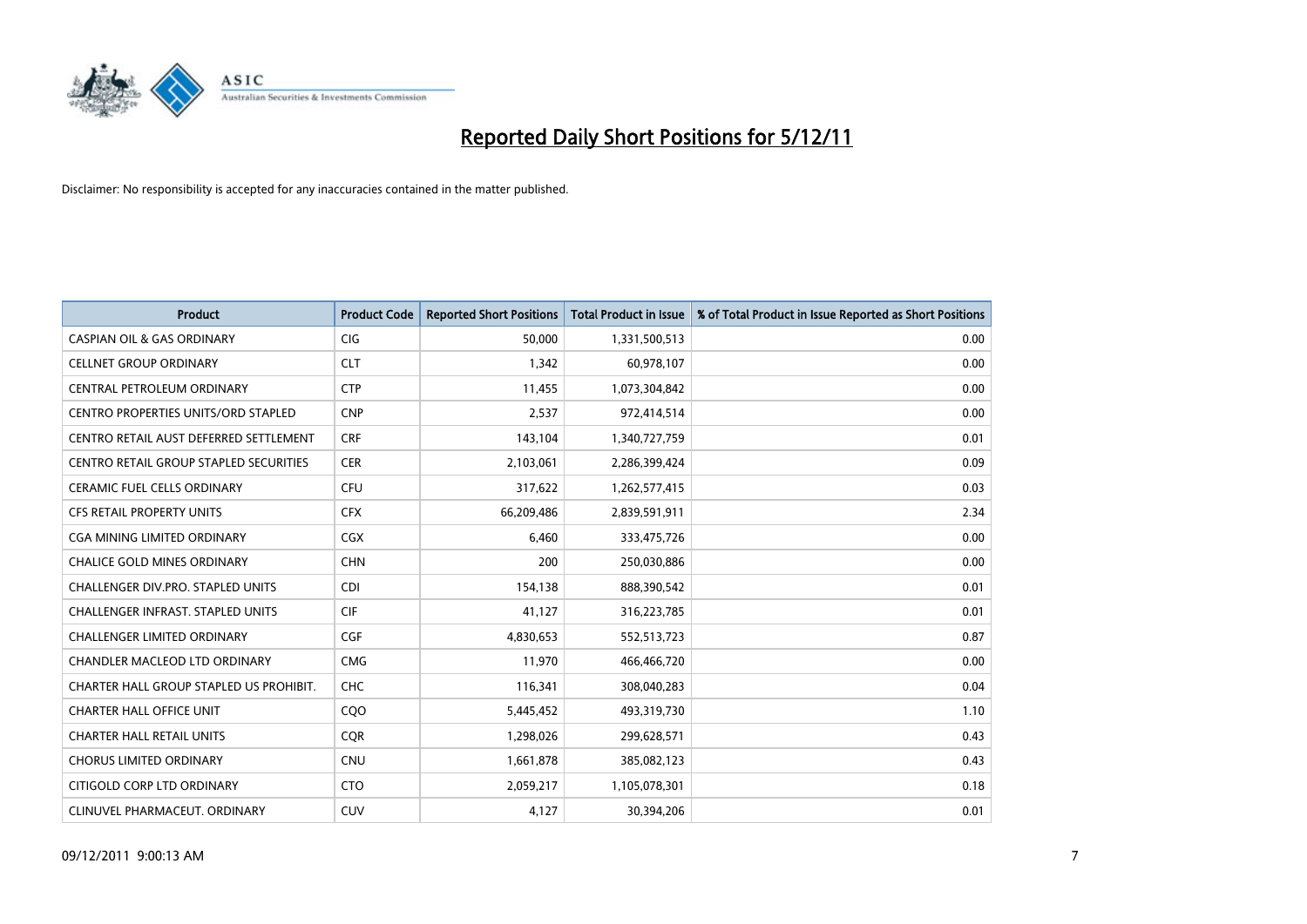# Reported Daily Short Positions for 5/12/11

Disclaimer: No responsibility is accepted for any inaccuracies contained in the matter published.

| Product | Product Code | Reported Short Positions | Total Product in Issue | % of Total Product in Issue Reported as Short Positions |
|---|---|---|---|---|
| CASPIAN OIL & GAS ORDINARY | CIG | 50,000 | 1,331,500,513 | 0.00 |
| CELLNET GROUP ORDINARY | CLT | 1,342 | 60,978,107 | 0.00 |
| CENTRAL PETROLEUM ORDINARY | CTP | 11,455 | 1,073,304,842 | 0.00 |
| CENTRO PROPERTIES UNITS/ORD STAPLED | CNP | 2,537 | 972,414,514 | 0.00 |
| CENTRO RETAIL AUST DEFERRED SETTLEMENT | CRF | 143,104 | 1,340,727,759 | 0.01 |
| CENTRO RETAIL GROUP STAPLED SECURITIES | CER | 2,103,061 | 2,286,399,424 | 0.09 |
| CERAMIC FUEL CELLS ORDINARY | CFU | 317,622 | 1,262,577,415 | 0.03 |
| CFS RETAIL PROPERTY UNITS | CFX | 66,209,486 | 2,839,591,911 | 2.34 |
| CGA MINING LIMITED ORDINARY | CGX | 6,460 | 333,475,726 | 0.00 |
| CHALICE GOLD MINES ORDINARY | CHN | 200 | 250,030,886 | 0.00 |
| CHALLENGER DIV.PRO. STAPLED UNITS | CDI | 154,138 | 888,390,542 | 0.01 |
| CHALLENGER INFRAST. STAPLED UNITS | CIF | 41,127 | 316,223,785 | 0.01 |
| CHALLENGER LIMITED ORDINARY | CGF | 4,830,653 | 552,513,723 | 0.87 |
| CHANDLER MACLEOD LTD ORDINARY | CMG | 11,970 | 466,466,720 | 0.00 |
| CHARTER HALL GROUP STAPLED US PROHIBIT. | CHC | 116,341 | 308,040,283 | 0.04 |
| CHARTER HALL OFFICE UNIT | CQO | 5,445,452 | 493,319,730 | 1.10 |
| CHARTER HALL RETAIL UNITS | CQR | 1,298,026 | 299,628,571 | 0.43 |
| CHORUS LIMITED ORDINARY | CNU | 1,661,878 | 385,082,123 | 0.43 |
| CITIGOLD CORP LTD ORDINARY | CTO | 2,059,217 | 1,105,078,301 | 0.18 |
| CLINUVEL PHARMACEUT. ORDINARY | CUV | 4,127 | 30,394,206 | 0.01 |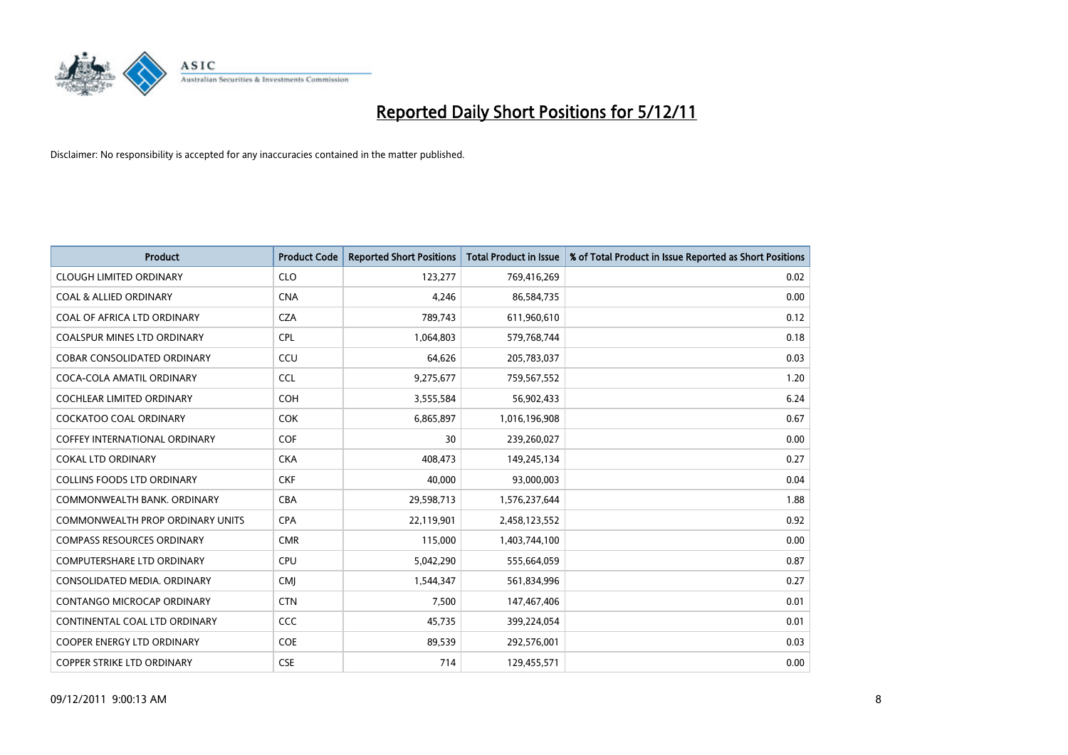# Reported Daily Short Positions for 5/12/11

Disclaimer: No responsibility is accepted for any inaccuracies contained in the matter published.

| Product | Product Code | Reported Short Positions | Total Product in Issue | % of Total Product in Issue Reported as Short Positions |
|---|---|---|---|---|
| CLOUGH LIMITED ORDINARY | CLO | 123,277 | 769,416,269 | 0.02 |
| COAL & ALLIED ORDINARY | CNA | 4,246 | 86,584,735 | 0.00 |
| COAL OF AFRICA LTD ORDINARY | CZA | 789,743 | 611,960,610 | 0.12 |
| COALSPUR MINES LTD ORDINARY | CPL | 1,064,803 | 579,768,744 | 0.18 |
| COBAR CONSOLIDATED ORDINARY | CCU | 64,626 | 205,783,037 | 0.03 |
| COCA-COLA AMATIL ORDINARY | CCL | 9,275,677 | 759,567,552 | 1.20 |
| COCHLEAR LIMITED ORDINARY | COH | 3,555,584 | 56,902,433 | 6.24 |
| COCKATOO COAL ORDINARY | COK | 6,865,897 | 1,016,196,908 | 0.67 |
| COFFEY INTERNATIONAL ORDINARY | COF | 30 | 239,260,027 | 0.00 |
| COKAL LTD ORDINARY | CKA | 408,473 | 149,245,134 | 0.27 |
| COLLINS FOODS LTD ORDINARY | CKF | 40,000 | 93,000,003 | 0.04 |
| COMMONWEALTH BANK. ORDINARY | CBA | 29,598,713 | 1,576,237,644 | 1.88 |
| COMMONWEALTH PROP ORDINARY UNITS | CPA | 22,119,901 | 2,458,123,552 | 0.92 |
| COMPASS RESOURCES ORDINARY | CMR | 115,000 | 1,403,744,100 | 0.00 |
| COMPUTERSHARE LTD ORDINARY | CPU | 5,042,290 | 555,664,059 | 0.87 |
| CONSOLIDATED MEDIA. ORDINARY | CMJ | 1,544,347 | 561,834,996 | 0.27 |
| CONTANGO MICROCAP ORDINARY | CTN | 7,500 | 147,467,406 | 0.01 |
| CONTINENTAL COAL LTD ORDINARY | CCC | 45,735 | 399,224,054 | 0.01 |
| COOPER ENERGY LTD ORDINARY | COE | 89,539 | 292,576,001 | 0.03 |
| COPPER STRIKE LTD ORDINARY | CSE | 714 | 129,455,571 | 0.00 |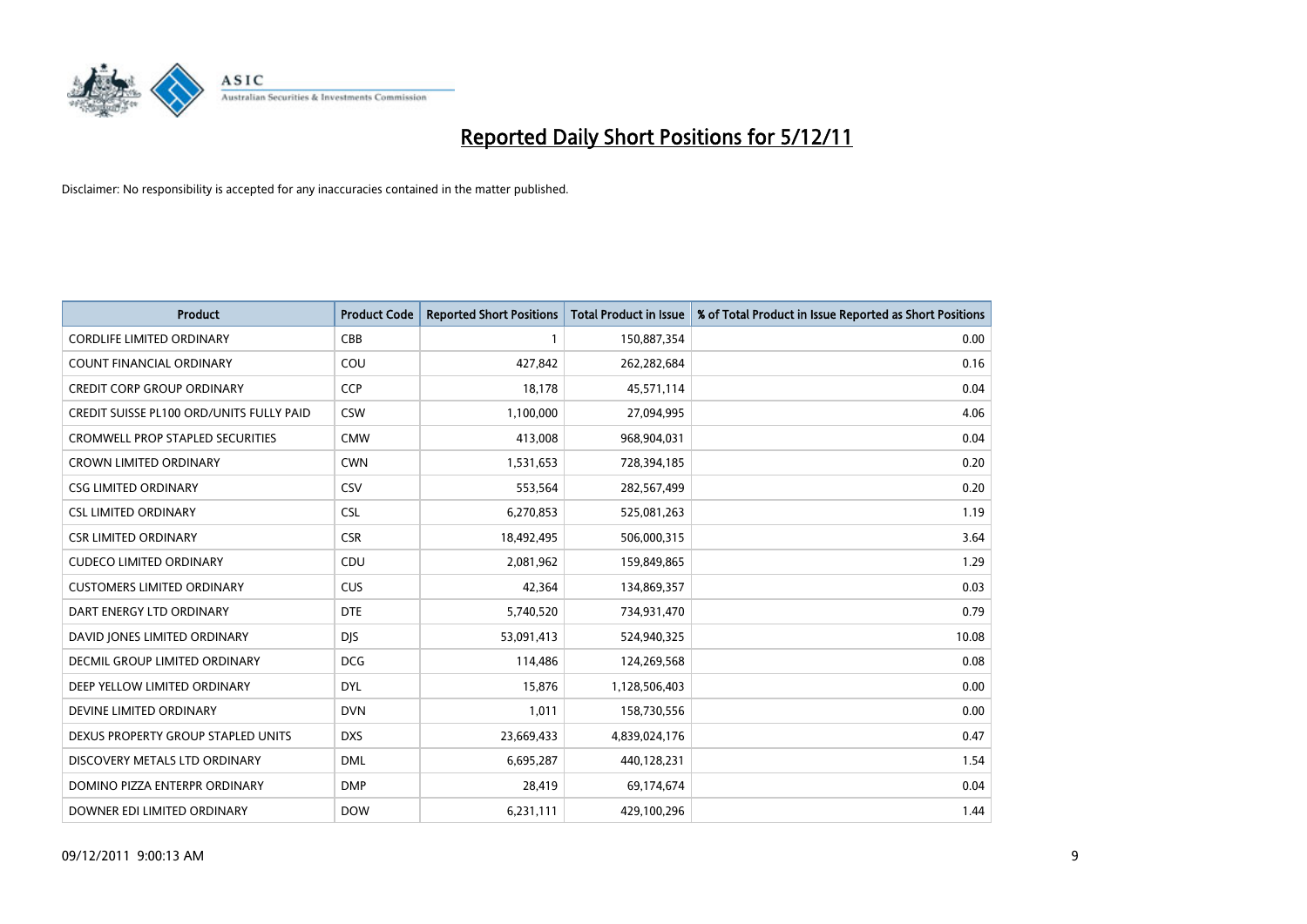# Reported Daily Short Positions for 5/12/11

Disclaimer: No responsibility is accepted for any inaccuracies contained in the matter published.

| Product | Product Code | Reported Short Positions | Total Product in Issue | % of Total Product in Issue Reported as Short Positions |
|---|---|---|---|---|
| CORDLIFE LIMITED ORDINARY | CBB | 1 | 150,887,354 | 0.00 |
| COUNT FINANCIAL ORDINARY | COU | 427,842 | 262,282,684 | 0.16 |
| CREDIT CORP GROUP ORDINARY | CCP | 18,178 | 45,571,114 | 0.04 |
| CREDIT SUISSE PL100 ORD/UNITS FULLY PAID | CSW | 1,100,000 | 27,094,995 | 4.06 |
| CROMWELL PROP STAPLED SECURITIES | CMW | 413,008 | 968,904,031 | 0.04 |
| CROWN LIMITED ORDINARY | CWN | 1,531,653 | 728,394,185 | 0.20 |
| CSG LIMITED ORDINARY | CSV | 553,564 | 282,567,499 | 0.20 |
| CSL LIMITED ORDINARY | CSL | 6,270,853 | 525,081,263 | 1.19 |
| CSR LIMITED ORDINARY | CSR | 18,492,495 | 506,000,315 | 3.64 |
| CUDECO LIMITED ORDINARY | CDU | 2,081,962 | 159,849,865 | 1.29 |
| CUSTOMERS LIMITED ORDINARY | CUS | 42,364 | 134,869,357 | 0.03 |
| DART ENERGY LTD ORDINARY | DTE | 5,740,520 | 734,931,470 | 0.79 |
| DAVID JONES LIMITED ORDINARY | DJS | 53,091,413 | 524,940,325 | 10.08 |
| DECMIL GROUP LIMITED ORDINARY | DCG | 114,486 | 124,269,568 | 0.08 |
| DEEP YELLOW LIMITED ORDINARY | DYL | 15,876 | 1,128,506,403 | 0.00 |
| DEVINE LIMITED ORDINARY | DVN | 1,011 | 158,730,556 | 0.00 |
| DEXUS PROPERTY GROUP STAPLED UNITS | DXS | 23,669,433 | 4,839,024,176 | 0.47 |
| DISCOVERY METALS LTD ORDINARY | DML | 6,695,287 | 440,128,231 | 1.54 |
| DOMINO PIZZA ENTERPR ORDINARY | DMP | 28,419 | 69,174,674 | 0.04 |
| DOWNER EDI LIMITED ORDINARY | DOW | 6,231,111 | 429,100,296 | 1.44 |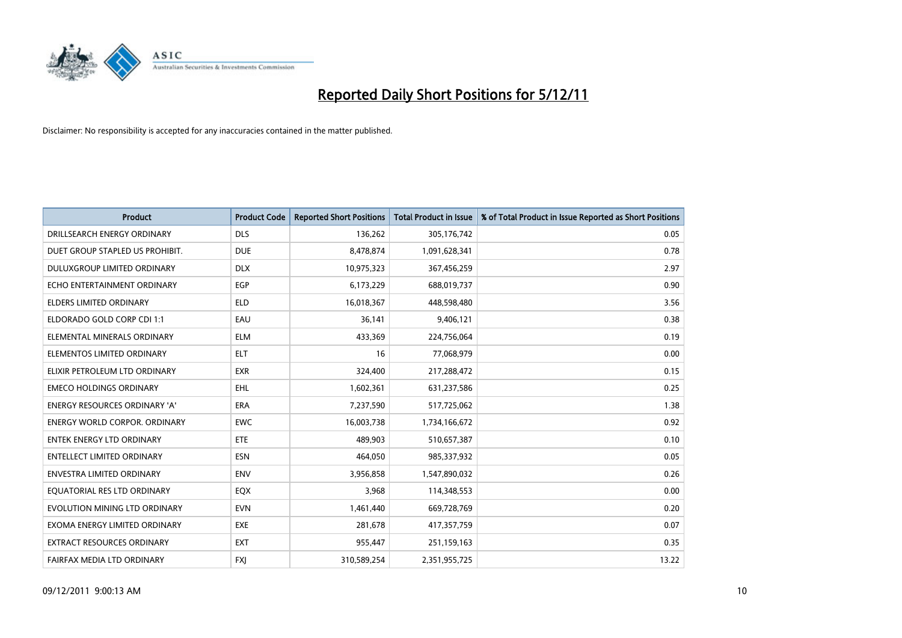# Reported Daily Short Positions for 5/12/11

Disclaimer: No responsibility is accepted for any inaccuracies contained in the matter published.

| Product | Product Code | Reported Short Positions | Total Product in Issue | % of Total Product in Issue Reported as Short Positions |
|---|---|---|---|---|
| DRILLSEARCH ENERGY ORDINARY | DLS | 136,262 | 305,176,742 | 0.05 |
| DUET GROUP STAPLED US PROHIBIT. | DUE | 8,478,874 | 1,091,628,341 | 0.78 |
| DULUXGROUP LIMITED ORDINARY | DLX | 10,975,323 | 367,456,259 | 2.97 |
| ECHO ENTERTAINMENT ORDINARY | EGP | 6,173,229 | 688,019,737 | 0.90 |
| ELDERS LIMITED ORDINARY | ELD | 16,018,367 | 448,598,480 | 3.56 |
| ELDORADO GOLD CORP CDI 1:1 | EAU | 36,141 | 9,406,121 | 0.38 |
| ELEMENTAL MINERALS ORDINARY | ELM | 433,369 | 224,756,064 | 0.19 |
| ELEMENTOS LIMITED ORDINARY | ELT | 16 | 77,068,979 | 0.00 |
| ELIXIR PETROLEUM LTD ORDINARY | EXR | 324,400 | 217,288,472 | 0.15 |
| EMECO HOLDINGS ORDINARY | EHL | 1,602,361 | 631,237,586 | 0.25 |
| ENERGY RESOURCES ORDINARY 'A' | ERA | 7,237,590 | 517,725,062 | 1.38 |
| ENERGY WORLD CORPOR. ORDINARY | EWC | 16,003,738 | 1,734,166,672 | 0.92 |
| ENTEK ENERGY LTD ORDINARY | ETE | 489,903 | 510,657,387 | 0.10 |
| ENTELLECT LIMITED ORDINARY | ESN | 464,050 | 985,337,932 | 0.05 |
| ENVESTRA LIMITED ORDINARY | ENV | 3,956,858 | 1,547,890,032 | 0.26 |
| EQUATORIAL RES LTD ORDINARY | EQX | 3,968 | 114,348,553 | 0.00 |
| EVOLUTION MINING LTD ORDINARY | EVN | 1,461,440 | 669,728,769 | 0.20 |
| EXOMA ENERGY LIMITED ORDINARY | EXE | 281,678 | 417,357,759 | 0.07 |
| EXTRACT RESOURCES ORDINARY | EXT | 955,447 | 251,159,163 | 0.35 |
| FAIRFAX MEDIA LTD ORDINARY | FXJ | 310,589,254 | 2,351,955,725 | 13.22 |

09/12/2011 9:00:13 AM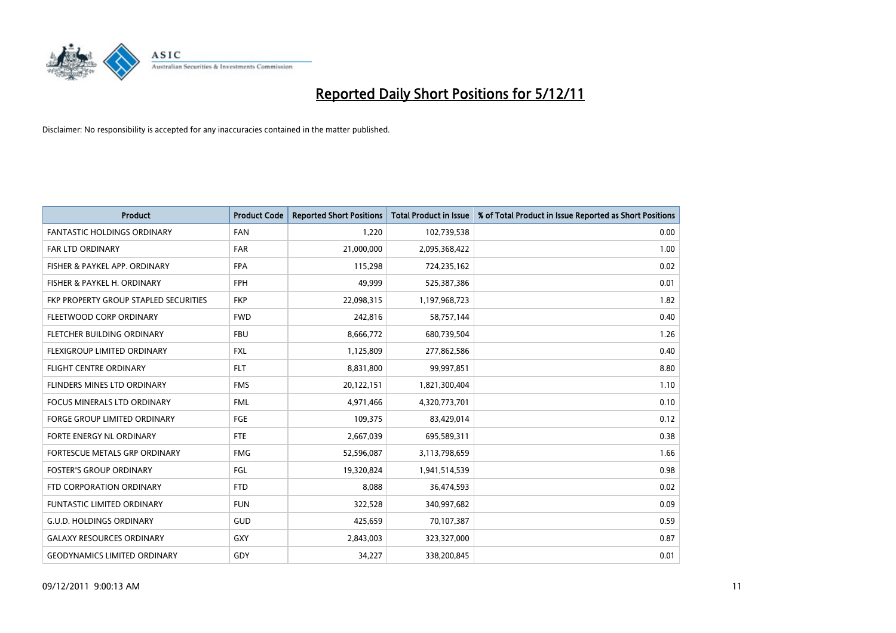# Reported Daily Short Positions for 5/12/11

Disclaimer: No responsibility is accepted for any inaccuracies contained in the matter published.

| Product | Product Code | Reported Short Positions | Total Product in Issue | % of Total Product in Issue Reported as Short Positions |
|---|---|---|---|---|
| FANTASTIC HOLDINGS ORDINARY | FAN | 1,220 | 102,739,538 | 0.00 |
| FAR LTD ORDINARY | FAR | 21,000,000 | 2,095,368,422 | 1.00 |
| FISHER & PAYKEL APP. ORDINARY | FPA | 115,298 | 724,235,162 | 0.02 |
| FISHER & PAYKEL H. ORDINARY | FPH | 49,999 | 525,387,386 | 0.01 |
| FKP PROPERTY GROUP STAPLED SECURITIES | FKP | 22,098,315 | 1,197,968,723 | 1.82 |
| FLEETWOOD CORP ORDINARY | FWD | 242,816 | 58,757,144 | 0.40 |
| FLETCHER BUILDING ORDINARY | FBU | 8,666,772 | 680,739,504 | 1.26 |
| FLEXIGROUP LIMITED ORDINARY | FXL | 1,125,809 | 277,862,586 | 0.40 |
| FLIGHT CENTRE ORDINARY | FLT | 8,831,800 | 99,997,851 | 8.80 |
| FLINDERS MINES LTD ORDINARY | FMS | 20,122,151 | 1,821,300,404 | 1.10 |
| FOCUS MINERALS LTD ORDINARY | FML | 4,971,466 | 4,320,773,701 | 0.10 |
| FORGE GROUP LIMITED ORDINARY | FGE | 109,375 | 83,429,014 | 0.12 |
| FORTE ENERGY NL ORDINARY | FTE | 2,667,039 | 695,589,311 | 0.38 |
| FORTESCUE METALS GRP ORDINARY | FMG | 52,596,087 | 3,113,798,659 | 1.66 |
| FOSTER'S GROUP ORDINARY | FGL | 19,320,824 | 1,941,514,539 | 0.98 |
| FTD CORPORATION ORDINARY | FTD | 8,088 | 36,474,593 | 0.02 |
| FUNTASTIC LIMITED ORDINARY | FUN | 322,528 | 340,997,682 | 0.09 |
| G.U.D. HOLDINGS ORDINARY | GUD | 425,659 | 70,107,387 | 0.59 |
| GALAXY RESOURCES ORDINARY | GXY | 2,843,003 | 323,327,000 | 0.87 |
| GEODYNAMICS LIMITED ORDINARY | GDY | 34,227 | 338,200,845 | 0.01 |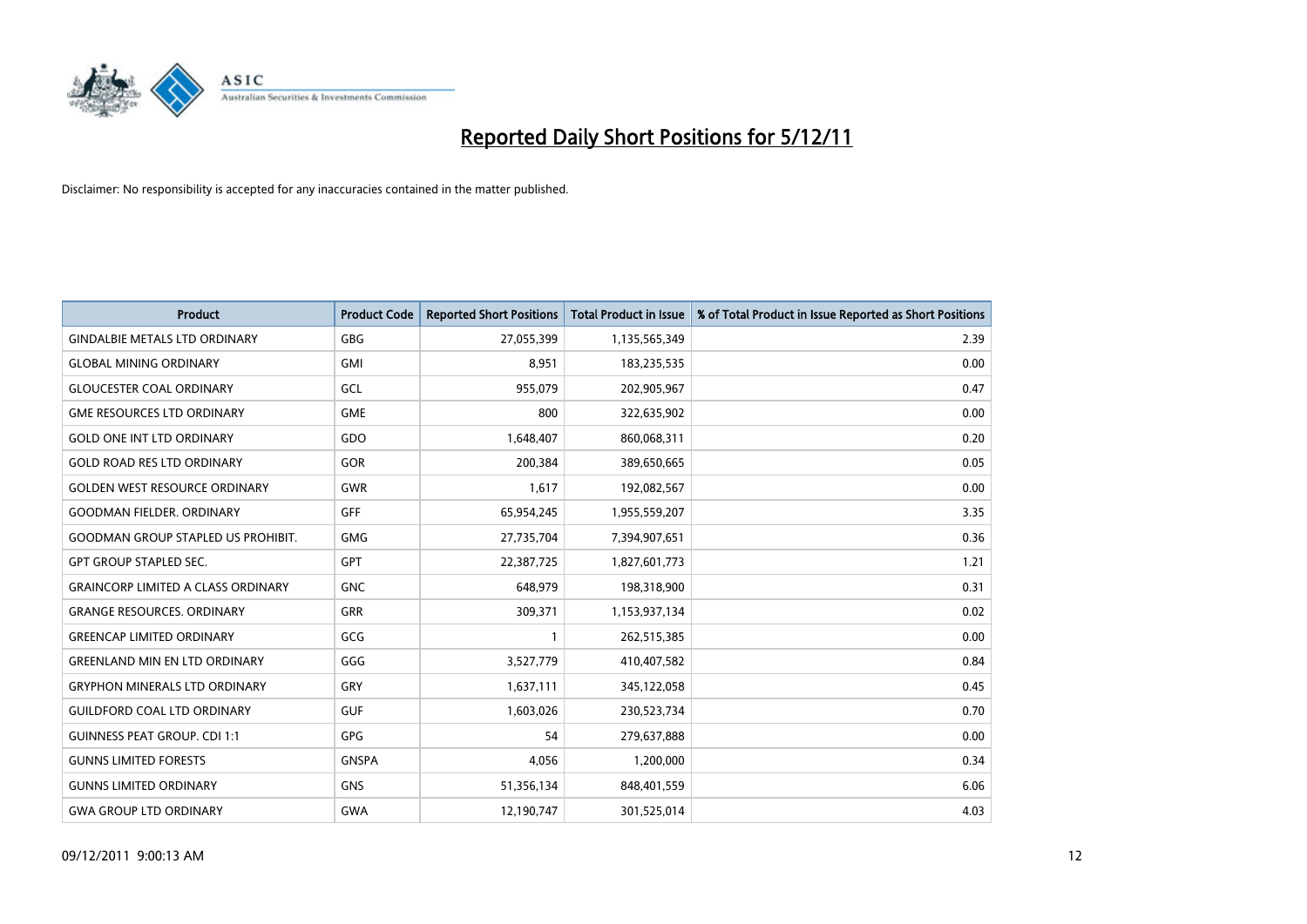# Reported Daily Short Positions for 5/12/11

Disclaimer: No responsibility is accepted for any inaccuracies contained in the matter published.

| Product | Product Code | Reported Short Positions | Total Product in Issue | % of Total Product in Issue Reported as Short Positions |
|---|---|---|---|---|
| GINDALBIE METALS LTD ORDINARY | GBG | 27,055,399 | 1,135,565,349 | 2.39 |
| GLOBAL MINING ORDINARY | GMI | 8,951 | 183,235,535 | 0.00 |
| GLOUCESTER COAL ORDINARY | GCL | 955,079 | 202,905,967 | 0.47 |
| GME RESOURCES LTD ORDINARY | GME | 800 | 322,635,902 | 0.00 |
| GOLD ONE INT LTD ORDINARY | GDO | 1,648,407 | 860,068,311 | 0.20 |
| GOLD ROAD RES LTD ORDINARY | GOR | 200,384 | 389,650,665 | 0.05 |
| GOLDEN WEST RESOURCE ORDINARY | GWR | 1,617 | 192,082,567 | 0.00 |
| GOODMAN FIELDER. ORDINARY | GFF | 65,954,245 | 1,955,559,207 | 3.35 |
| GOODMAN GROUP STAPLED US PROHIBIT. | GMG | 27,735,704 | 7,394,907,651 | 0.36 |
| GPT GROUP STAPLED SEC. | GPT | 22,387,725 | 1,827,601,773 | 1.21 |
| GRAINCORP LIMITED A CLASS ORDINARY | GNC | 648,979 | 198,318,900 | 0.31 |
| GRANGE RESOURCES. ORDINARY | GRR | 309,371 | 1,153,937,134 | 0.02 |
| GREENCAP LIMITED ORDINARY | GCG | 1 | 262,515,385 | 0.00 |
| GREENLAND MIN EN LTD ORDINARY | GGG | 3,527,779 | 410,407,582 | 0.84 |
| GRYPHON MINERALS LTD ORDINARY | GRY | 1,637,111 | 345,122,058 | 0.45 |
| GUILDFORD COAL LTD ORDINARY | GUF | 1,603,026 | 230,523,734 | 0.70 |
| GUINNESS PEAT GROUP. CDI 1:1 | GPG | 54 | 279,637,888 | 0.00 |
| GUNNS LIMITED FORESTS | GNSPA | 4,056 | 1,200,000 | 0.34 |
| GUNNS LIMITED ORDINARY | GNS | 51,356,134 | 848,401,559 | 6.06 |
| GWA GROUP LTD ORDINARY | GWA | 12,190,747 | 301,525,014 | 4.03 |

09/12/2011 9:00:13 AM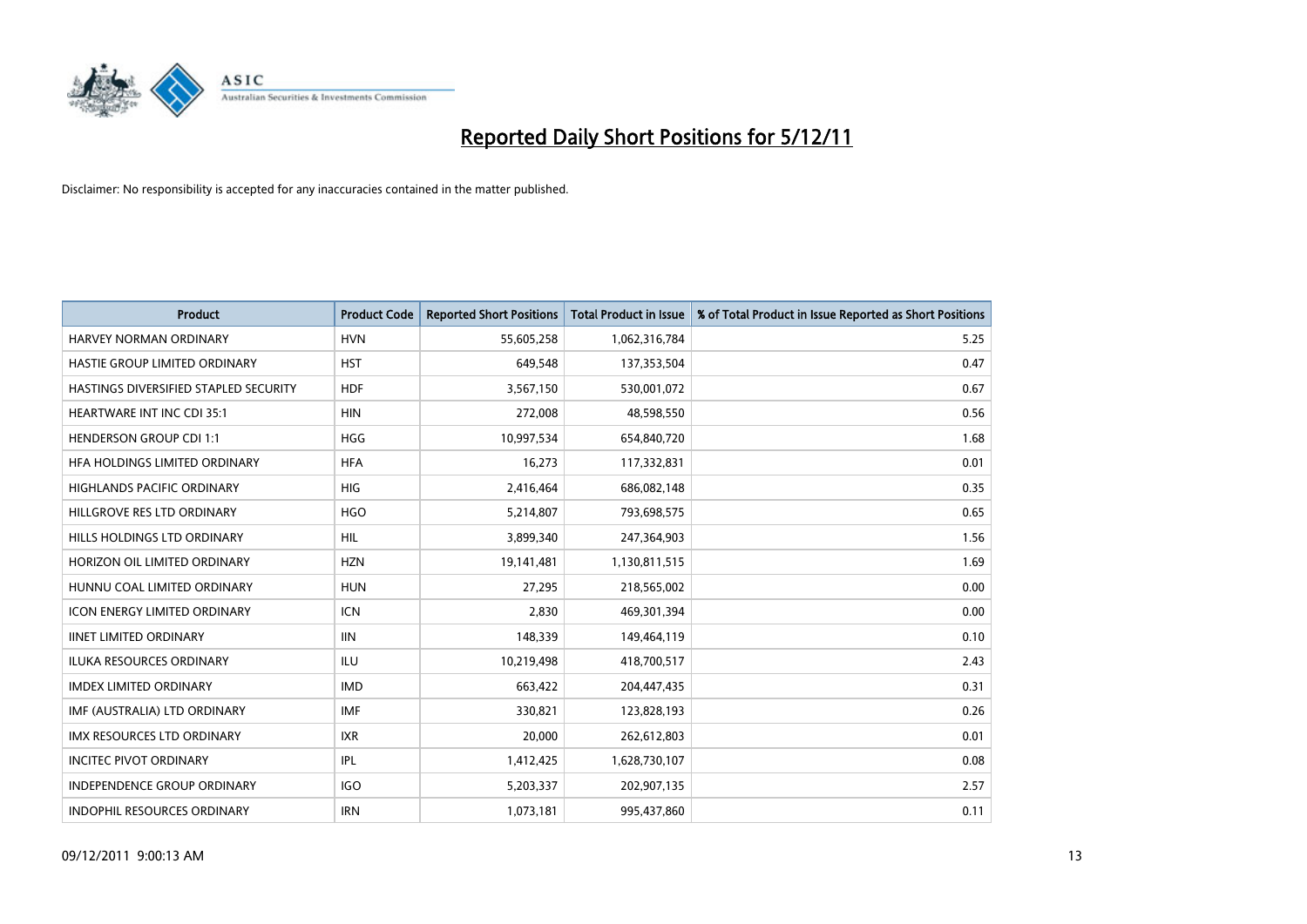# Reported Daily Short Positions for 5/12/11

Disclaimer: No responsibility is accepted for any inaccuracies contained in the matter published.

| Product | Product Code | Reported Short Positions | Total Product in Issue | % of Total Product in Issue Reported as Short Positions |
|---|---|---|---|---|
| HARVEY NORMAN ORDINARY | HVN | 55,605,258 | 1,062,316,784 | 5.25 |
| HASTIE GROUP LIMITED ORDINARY | HST | 649,548 | 137,353,504 | 0.47 |
| HASTINGS DIVERSIFIED STAPLED SECURITY | HDF | 3,567,150 | 530,001,072 | 0.67 |
| HEARTWARE INT INC CDI 35:1 | HIN | 272,008 | 48,598,550 | 0.56 |
| HENDERSON GROUP CDI 1:1 | HGG | 10,997,534 | 654,840,720 | 1.68 |
| HFA HOLDINGS LIMITED ORDINARY | HFA | 16,273 | 117,332,831 | 0.01 |
| HIGHLANDS PACIFIC ORDINARY | HIG | 2,416,464 | 686,082,148 | 0.35 |
| HILLGROVE RES LTD ORDINARY | HGO | 5,214,807 | 793,698,575 | 0.65 |
| HILLS HOLDINGS LTD ORDINARY | HIL | 3,899,340 | 247,364,903 | 1.56 |
| HORIZON OIL LIMITED ORDINARY | HZN | 19,141,481 | 1,130,811,515 | 1.69 |
| HUNNU COAL LIMITED ORDINARY | HUN | 27,295 | 218,565,002 | 0.00 |
| ICON ENERGY LIMITED ORDINARY | ICN | 2,830 | 469,301,394 | 0.00 |
| IINET LIMITED ORDINARY | IIN | 148,339 | 149,464,119 | 0.10 |
| ILUKA RESOURCES ORDINARY | ILU | 10,219,498 | 418,700,517 | 2.43 |
| IMDEX LIMITED ORDINARY | IMD | 663,422 | 204,447,435 | 0.31 |
| IMF (AUSTRALIA) LTD ORDINARY | IMF | 330,821 | 123,828,193 | 0.26 |
| IMX RESOURCES LTD ORDINARY | IXR | 20,000 | 262,612,803 | 0.01 |
| INCITEC PIVOT ORDINARY | IPL | 1,412,425 | 1,628,730,107 | 0.08 |
| INDEPENDENCE GROUP ORDINARY | IGO | 5,203,337 | 202,907,135 | 2.57 |
| INDOPHIL RESOURCES ORDINARY | IRN | 1,073,181 | 995,437,860 | 0.11 |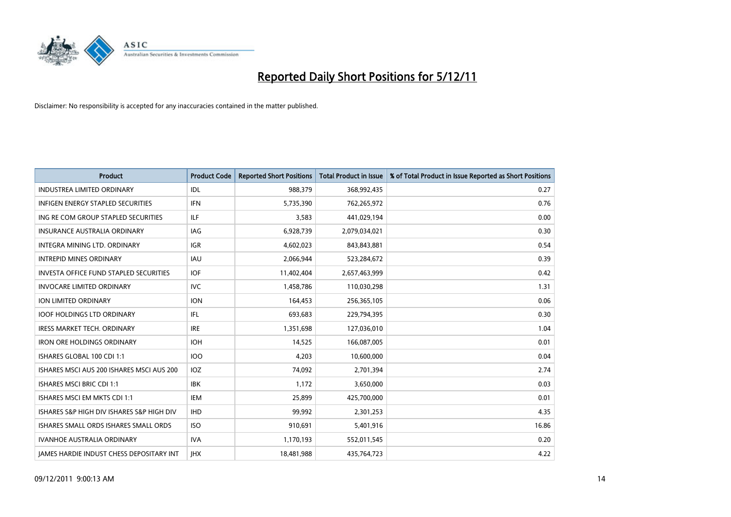# Reported Daily Short Positions for 5/12/11

Disclaimer: No responsibility is accepted for any inaccuracies contained in the matter published.

| Product | Product Code | Reported Short Positions | Total Product in Issue | % of Total Product in Issue Reported as Short Positions |
|---|---|---|---|---|
| INDUSTREA LIMITED ORDINARY | IDL | 988,379 | 368,992,435 | 0.27 |
| INFIGEN ENERGY STAPLED SECURITIES | IFN | 5,735,390 | 762,265,972 | 0.76 |
| ING RE COM GROUP STAPLED SECURITIES | ILF | 3,583 | 441,029,194 | 0.00 |
| INSURANCE AUSTRALIA ORDINARY | IAG | 6,928,739 | 2,079,034,021 | 0.30 |
| INTEGRA MINING LTD. ORDINARY | IGR | 4,602,023 | 843,843,881 | 0.54 |
| INTREPID MINES ORDINARY | IAU | 2,066,944 | 523,284,672 | 0.39 |
| INVESTA OFFICE FUND STAPLED SECURITIES | IOF | 11,402,404 | 2,657,463,999 | 0.42 |
| INVOCARE LIMITED ORDINARY | IVC | 1,458,786 | 110,030,298 | 1.31 |
| ION LIMITED ORDINARY | ION | 164,453 | 256,365,105 | 0.06 |
| IOOF HOLDINGS LTD ORDINARY | IFL | 693,683 | 229,794,395 | 0.30 |
| IRESS MARKET TECH. ORDINARY | IRE | 1,351,698 | 127,036,010 | 1.04 |
| IRON ORE HOLDINGS ORDINARY | IOH | 14,525 | 166,087,005 | 0.01 |
| ISHARES GLOBAL 100 CDI 1:1 | IOO | 4,203 | 10,600,000 | 0.04 |
| ISHARES MSCI AUS 200 ISHARES MSCI AUS 200 | IOZ | 74,092 | 2,701,394 | 2.74 |
| ISHARES MSCI BRIC CDI 1:1 | IBK | 1,172 | 3,650,000 | 0.03 |
| ISHARES MSCI EM MKTS CDI 1:1 | IEM | 25,899 | 425,700,000 | 0.01 |
| ISHARES S&P HIGH DIV ISHARES S&P HIGH DIV | IHD | 99,992 | 2,301,253 | 4.35 |
| ISHARES SMALL ORDS ISHARES SMALL ORDS | ISO | 910,691 | 5,401,916 | 16.86 |
| IVANHOE AUSTRALIA ORDINARY | IVA | 1,170,193 | 552,011,545 | 0.20 |
| JAMES HARDIE INDUST CHESS DEPOSITARY INT | JHX | 18,481,988 | 435,764,723 | 4.22 |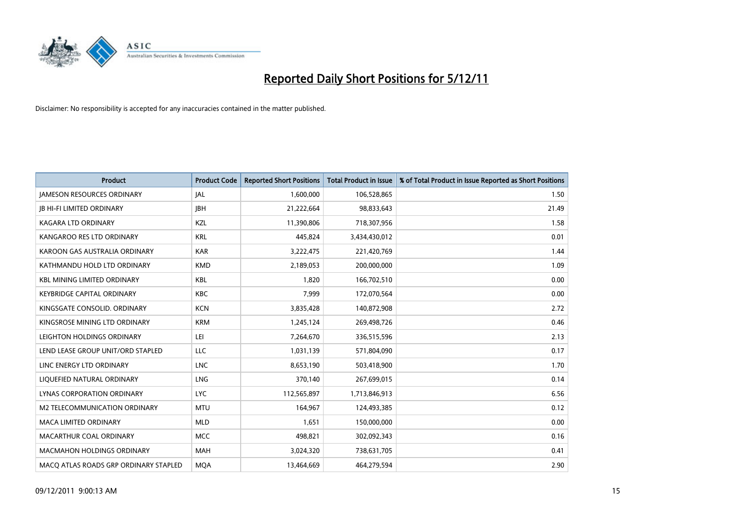# Reported Daily Short Positions for 5/12/11

Disclaimer: No responsibility is accepted for any inaccuracies contained in the matter published.

| Product | Product Code | Reported Short Positions | Total Product in Issue | % of Total Product in Issue Reported as Short Positions |
|---|---|---|---|---|
| JAMESON RESOURCES ORDINARY | JAL | 1,600,000 | 106,528,865 | 1.50 |
| JB HI-FI LIMITED ORDINARY | JBH | 21,222,664 | 98,833,643 | 21.49 |
| KAGARA LTD ORDINARY | KZL | 11,390,806 | 718,307,956 | 1.58 |
| KANGAROO RES LTD ORDINARY | KRL | 445,824 | 3,434,430,012 | 0.01 |
| KAROON GAS AUSTRALIA ORDINARY | KAR | 3,222,475 | 221,420,769 | 1.44 |
| KATHMANDU HOLD LTD ORDINARY | KMD | 2,189,053 | 200,000,000 | 1.09 |
| KBL MINING LIMITED ORDINARY | KBL | 1,820 | 166,702,510 | 0.00 |
| KEYBRIDGE CAPITAL ORDINARY | KBC | 7,999 | 172,070,564 | 0.00 |
| KINGSGATE CONSOLID. ORDINARY | KCN | 3,835,428 | 140,872,908 | 2.72 |
| KINGSROSE MINING LTD ORDINARY | KRM | 1,245,124 | 269,498,726 | 0.46 |
| LEIGHTON HOLDINGS ORDINARY | LEI | 7,264,670 | 336,515,596 | 2.13 |
| LEND LEASE GROUP UNIT/ORD STAPLED | LLC | 1,031,139 | 571,804,090 | 0.17 |
| LINC ENERGY LTD ORDINARY | LNC | 8,653,190 | 503,418,900 | 1.70 |
| LIQUEFIED NATURAL ORDINARY | LNG | 370,140 | 267,699,015 | 0.14 |
| LYNAS CORPORATION ORDINARY | LYC | 112,565,897 | 1,713,846,913 | 6.56 |
| M2 TELECOMMUNICATION ORDINARY | MTU | 164,967 | 124,493,385 | 0.12 |
| MACA LIMITED ORDINARY | MLD | 1,651 | 150,000,000 | 0.00 |
| MACARTHUR COAL ORDINARY | MCC | 498,821 | 302,092,343 | 0.16 |
| MACMAHON HOLDINGS ORDINARY | MAH | 3,024,320 | 738,631,705 | 0.41 |
| MACQ ATLAS ROADS GRP ORDINARY STAPLED | MQA | 13,464,669 | 464,279,594 | 2.90 |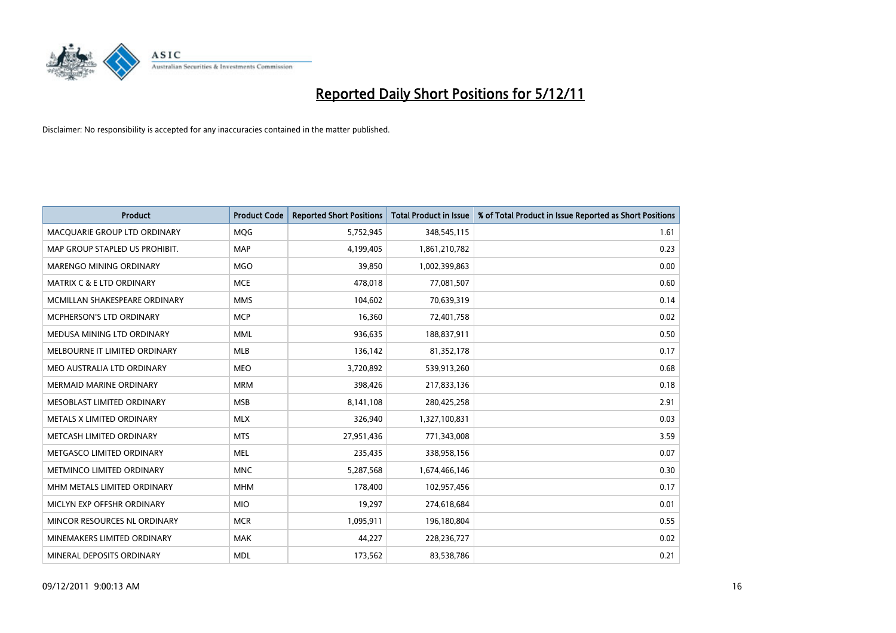# Reported Daily Short Positions for 5/12/11

Disclaimer: No responsibility is accepted for any inaccuracies contained in the matter published.

| Product | Product Code | Reported Short Positions | Total Product in Issue | % of Total Product in Issue Reported as Short Positions |
| --- | --- | --- | --- | --- |
| MACQUARIE GROUP LTD ORDINARY | MQG | 5,752,945 | 348,545,115 | 1.61 |
| MAP GROUP STAPLED US PROHIBIT. | MAP | 4,199,405 | 1,861,210,782 | 0.23 |
| MARENGO MINING ORDINARY | MGO | 39,850 | 1,002,399,863 | 0.00 |
| MATRIX C & E LTD ORDINARY | MCE | 478,018 | 77,081,507 | 0.60 |
| MCMILLAN SHAKESPEARE ORDINARY | MMS | 104,602 | 70,639,319 | 0.14 |
| MCPHERSON'S LTD ORDINARY | MCP | 16,360 | 72,401,758 | 0.02 |
| MEDUSA MINING LTD ORDINARY | MML | 936,635 | 188,837,911 | 0.50 |
| MELBOURNE IT LIMITED ORDINARY | MLB | 136,142 | 81,352,178 | 0.17 |
| MEO AUSTRALIA LTD ORDINARY | MEO | 3,720,892 | 539,913,260 | 0.68 |
| MERMAID MARINE ORDINARY | MRM | 398,426 | 217,833,136 | 0.18 |
| MESOBLAST LIMITED ORDINARY | MSB | 8,141,108 | 280,425,258 | 2.91 |
| METALS X LIMITED ORDINARY | MLX | 326,940 | 1,327,100,831 | 0.03 |
| METCASH LIMITED ORDINARY | MTS | 27,951,436 | 771,343,008 | 3.59 |
| METGASCO LIMITED ORDINARY | MEL | 235,435 | 338,958,156 | 0.07 |
| METMINCO LIMITED ORDINARY | MNC | 5,287,568 | 1,674,466,146 | 0.30 |
| MHM METALS LIMITED ORDINARY | MHM | 178,400 | 102,957,456 | 0.17 |
| MICLYN EXP OFFSHR ORDINARY | MIO | 19,297 | 274,618,684 | 0.01 |
| MINCOR RESOURCES NL ORDINARY | MCR | 1,095,911 | 196,180,804 | 0.55 |
| MINEMAKERS LIMITED ORDINARY | MAK | 44,227 | 228,236,727 | 0.02 |
| MINERAL DEPOSITS ORDINARY | MDL | 173,562 | 83,538,786 | 0.21 |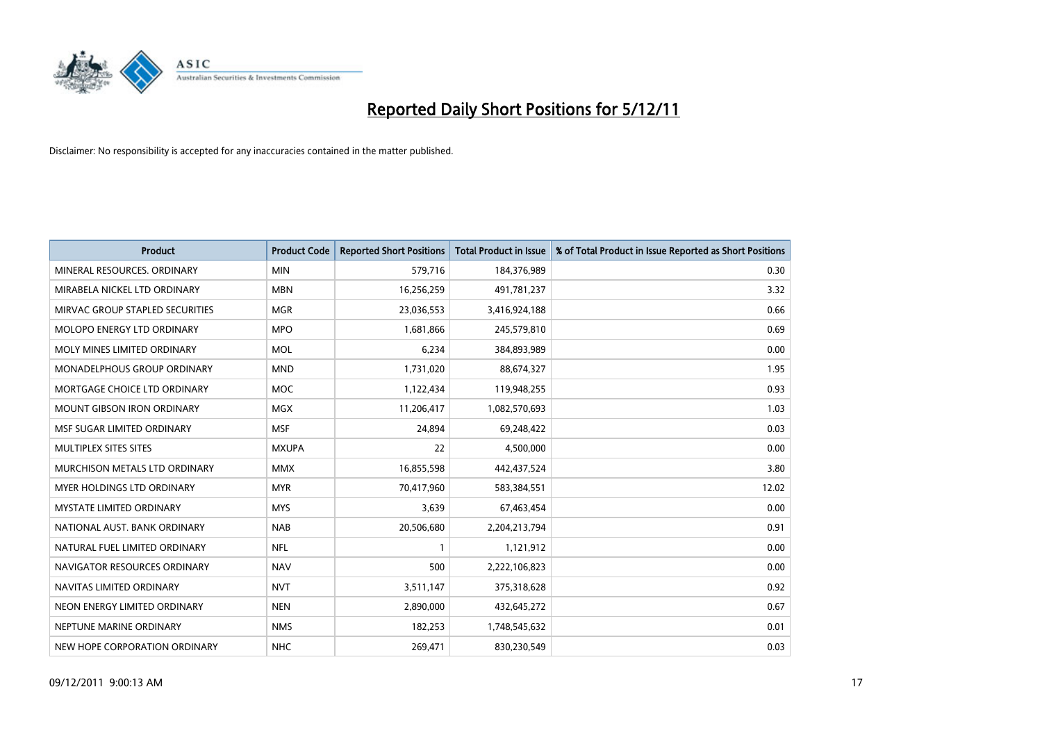# Reported Daily Short Positions for 5/12/11

Disclaimer: No responsibility is accepted for any inaccuracies contained in the matter published.

| Product | Product Code | Reported Short Positions | Total Product in Issue | % of Total Product in Issue Reported as Short Positions |
|---|---|---|---|---|
| MINERAL RESOURCES. ORDINARY | MIN | 579,716 | 184,376,989 | 0.30 |
| MIRABELA NICKEL LTD ORDINARY | MBN | 16,256,259 | 491,781,237 | 3.32 |
| MIRVAC GROUP STAPLED SECURITIES | MGR | 23,036,553 | 3,416,924,188 | 0.66 |
| MOLOPO ENERGY LTD ORDINARY | MPO | 1,681,866 | 245,579,810 | 0.69 |
| MOLY MINES LIMITED ORDINARY | MOL | 6,234 | 384,893,989 | 0.00 |
| MONADELPHOUS GROUP ORDINARY | MND | 1,731,020 | 88,674,327 | 1.95 |
| MORTGAGE CHOICE LTD ORDINARY | MOC | 1,122,434 | 119,948,255 | 0.93 |
| MOUNT GIBSON IRON ORDINARY | MGX | 11,206,417 | 1,082,570,693 | 1.03 |
| MSF SUGAR LIMITED ORDINARY | MSF | 24,894 | 69,248,422 | 0.03 |
| MULTIPLEX SITES SITES | MXUPA | 22 | 4,500,000 | 0.00 |
| MURCHISON METALS LTD ORDINARY | MMX | 16,855,598 | 442,437,524 | 3.80 |
| MYER HOLDINGS LTD ORDINARY | MYR | 70,417,960 | 583,384,551 | 12.02 |
| MYSTATE LIMITED ORDINARY | MYS | 3,639 | 67,463,454 | 0.00 |
| NATIONAL AUST. BANK ORDINARY | NAB | 20,506,680 | 2,204,213,794 | 0.91 |
| NATURAL FUEL LIMITED ORDINARY | NFL | 1 | 1,121,912 | 0.00 |
| NAVIGATOR RESOURCES ORDINARY | NAV | 500 | 2,222,106,823 | 0.00 |
| NAVITAS LIMITED ORDINARY | NVT | 3,511,147 | 375,318,628 | 0.92 |
| NEON ENERGY LIMITED ORDINARY | NEN | 2,890,000 | 432,645,272 | 0.67 |
| NEPTUNE MARINE ORDINARY | NMS | 182,253 | 1,748,545,632 | 0.01 |
| NEW HOPE CORPORATION ORDINARY | NHC | 269,471 | 830,230,549 | 0.03 |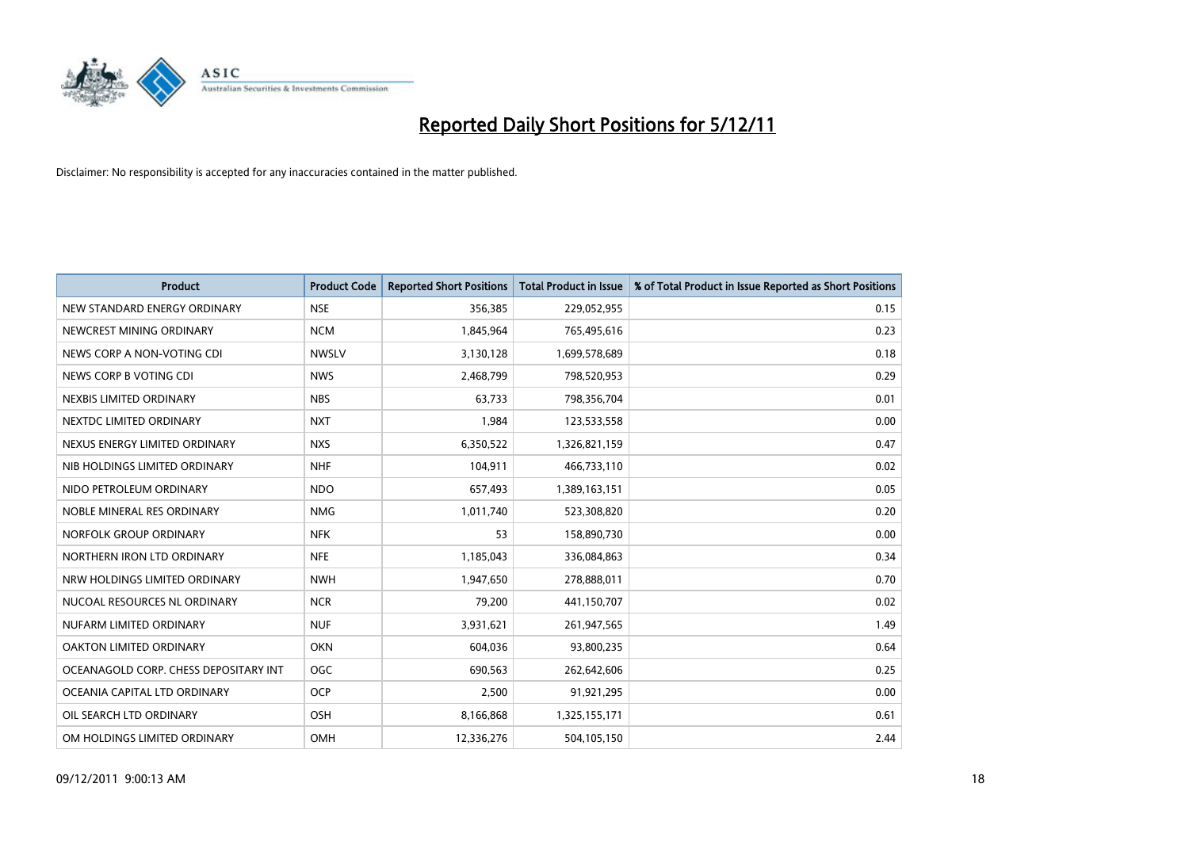# Reported Daily Short Positions for 5/12/11

Disclaimer: No responsibility is accepted for any inaccuracies contained in the matter published.

| Product | Product Code | Reported Short Positions | Total Product in Issue | % of Total Product in Issue Reported as Short Positions |
|---|---|---|---|---|
| NEW STANDARD ENERGY ORDINARY | NSE | 356,385 | 229,052,955 | 0.15 |
| NEWCREST MINING ORDINARY | NCM | 1,845,964 | 765,495,616 | 0.23 |
| NEWS CORP A NON-VOTING CDI | NWSLV | 3,130,128 | 1,699,578,689 | 0.18 |
| NEWS CORP B VOTING CDI | NWS | 2,468,799 | 798,520,953 | 0.29 |
| NEXBIS LIMITED ORDINARY | NBS | 63,733 | 798,356,704 | 0.01 |
| NEXTDC LIMITED ORDINARY | NXT | 1,984 | 123,533,558 | 0.00 |
| NEXUS ENERGY LIMITED ORDINARY | NXS | 6,350,522 | 1,326,821,159 | 0.47 |
| NIB HOLDINGS LIMITED ORDINARY | NHF | 104,911 | 466,733,110 | 0.02 |
| NIDO PETROLEUM ORDINARY | NDO | 657,493 | 1,389,163,151 | 0.05 |
| NOBLE MINERAL RES ORDINARY | NMG | 1,011,740 | 523,308,820 | 0.20 |
| NORFOLK GROUP ORDINARY | NFK | 53 | 158,890,730 | 0.00 |
| NORTHERN IRON LTD ORDINARY | NFE | 1,185,043 | 336,084,863 | 0.34 |
| NRW HOLDINGS LIMITED ORDINARY | NWH | 1,947,650 | 278,888,011 | 0.70 |
| NUCOAL RESOURCES NL ORDINARY | NCR | 79,200 | 441,150,707 | 0.02 |
| NUFARM LIMITED ORDINARY | NUF | 3,931,621 | 261,947,565 | 1.49 |
| OAKTON LIMITED ORDINARY | OKN | 604,036 | 93,800,235 | 0.64 |
| OCEANAGOLD CORP. CHESS DEPOSITARY INT | OGC | 690,563 | 262,642,606 | 0.25 |
| OCEANIA CAPITAL LTD ORDINARY | OCP | 2,500 | 91,921,295 | 0.00 |
| OIL SEARCH LTD ORDINARY | OSH | 8,166,868 | 1,325,155,171 | 0.61 |
| OM HOLDINGS LIMITED ORDINARY | OMH | 12,336,276 | 504,105,150 | 2.44 |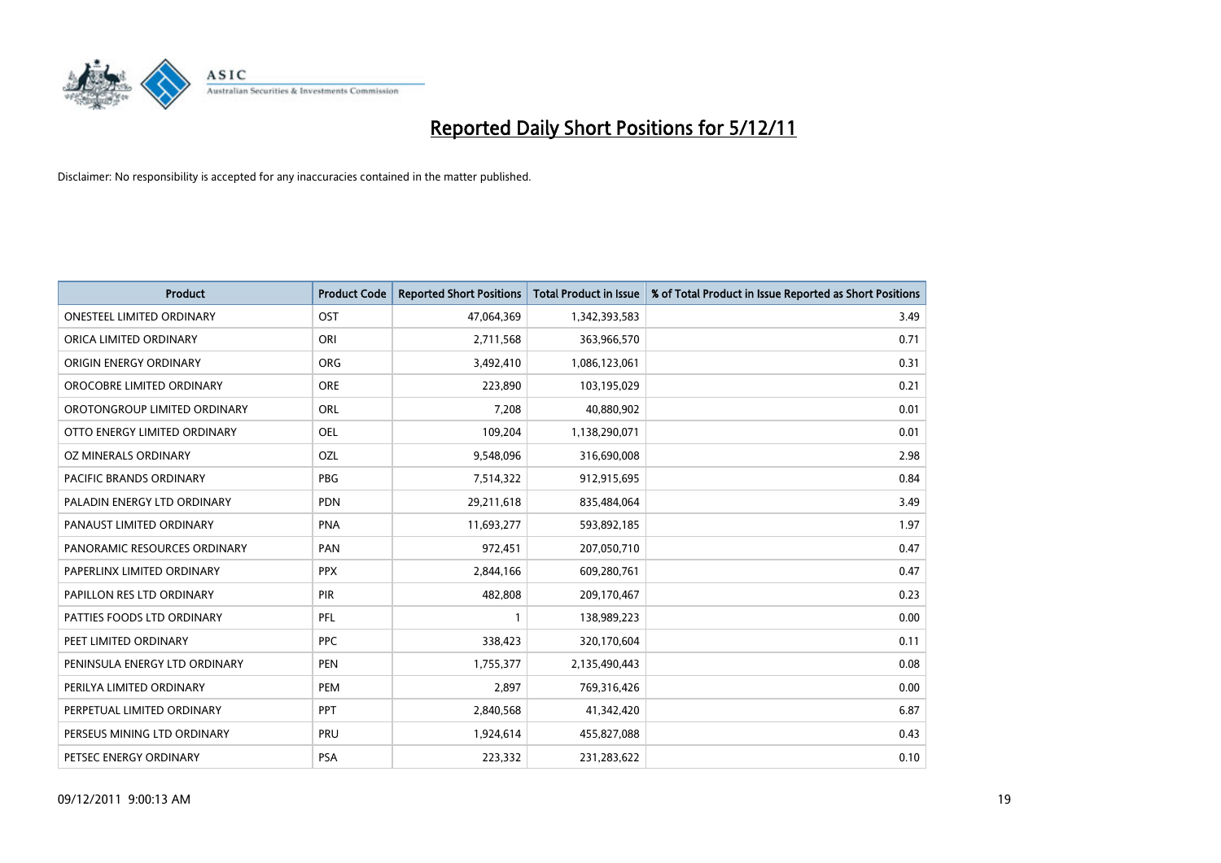# Reported Daily Short Positions for 5/12/11

Disclaimer: No responsibility is accepted for any inaccuracies contained in the matter published.

| Product | Product Code | Reported Short Positions | Total Product in Issue | % of Total Product in Issue Reported as Short Positions |
|---|---|---|---|---|
| ONESTEEL LIMITED ORDINARY | OST | 47,064,369 | 1,342,393,583 | 3.49 |
| ORICA LIMITED ORDINARY | ORI | 2,711,568 | 363,966,570 | 0.71 |
| ORIGIN ENERGY ORDINARY | ORG | 3,492,410 | 1,086,123,061 | 0.31 |
| OROCOBRE LIMITED ORDINARY | ORE | 223,890 | 103,195,029 | 0.21 |
| OROTONGROUP LIMITED ORDINARY | ORL | 7,208 | 40,880,902 | 0.01 |
| OTTO ENERGY LIMITED ORDINARY | OEL | 109,204 | 1,138,290,071 | 0.01 |
| OZ MINERALS ORDINARY | OZL | 9,548,096 | 316,690,008 | 2.98 |
| PACIFIC BRANDS ORDINARY | PBG | 7,514,322 | 912,915,695 | 0.84 |
| PALADIN ENERGY LTD ORDINARY | PDN | 29,211,618 | 835,484,064 | 3.49 |
| PANAUST LIMITED ORDINARY | PNA | 11,693,277 | 593,892,185 | 1.97 |
| PANORAMIC RESOURCES ORDINARY | PAN | 972,451 | 207,050,710 | 0.47 |
| PAPERLINX LIMITED ORDINARY | PPX | 2,844,166 | 609,280,761 | 0.47 |
| PAPILLON RES LTD ORDINARY | PIR | 482,808 | 209,170,467 | 0.23 |
| PATTIES FOODS LTD ORDINARY | PFL | 1 | 138,989,223 | 0.00 |
| PEET LIMITED ORDINARY | PPC | 338,423 | 320,170,604 | 0.11 |
| PENINSULA ENERGY LTD ORDINARY | PEN | 1,755,377 | 2,135,490,443 | 0.08 |
| PERILYA LIMITED ORDINARY | PEM | 2,897 | 769,316,426 | 0.00 |
| PERPETUAL LIMITED ORDINARY | PPT | 2,840,568 | 41,342,420 | 6.87 |
| PERSEUS MINING LTD ORDINARY | PRU | 1,924,614 | 455,827,088 | 0.43 |
| PETSEC ENERGY ORDINARY | PSA | 223,332 | 231,283,622 | 0.10 |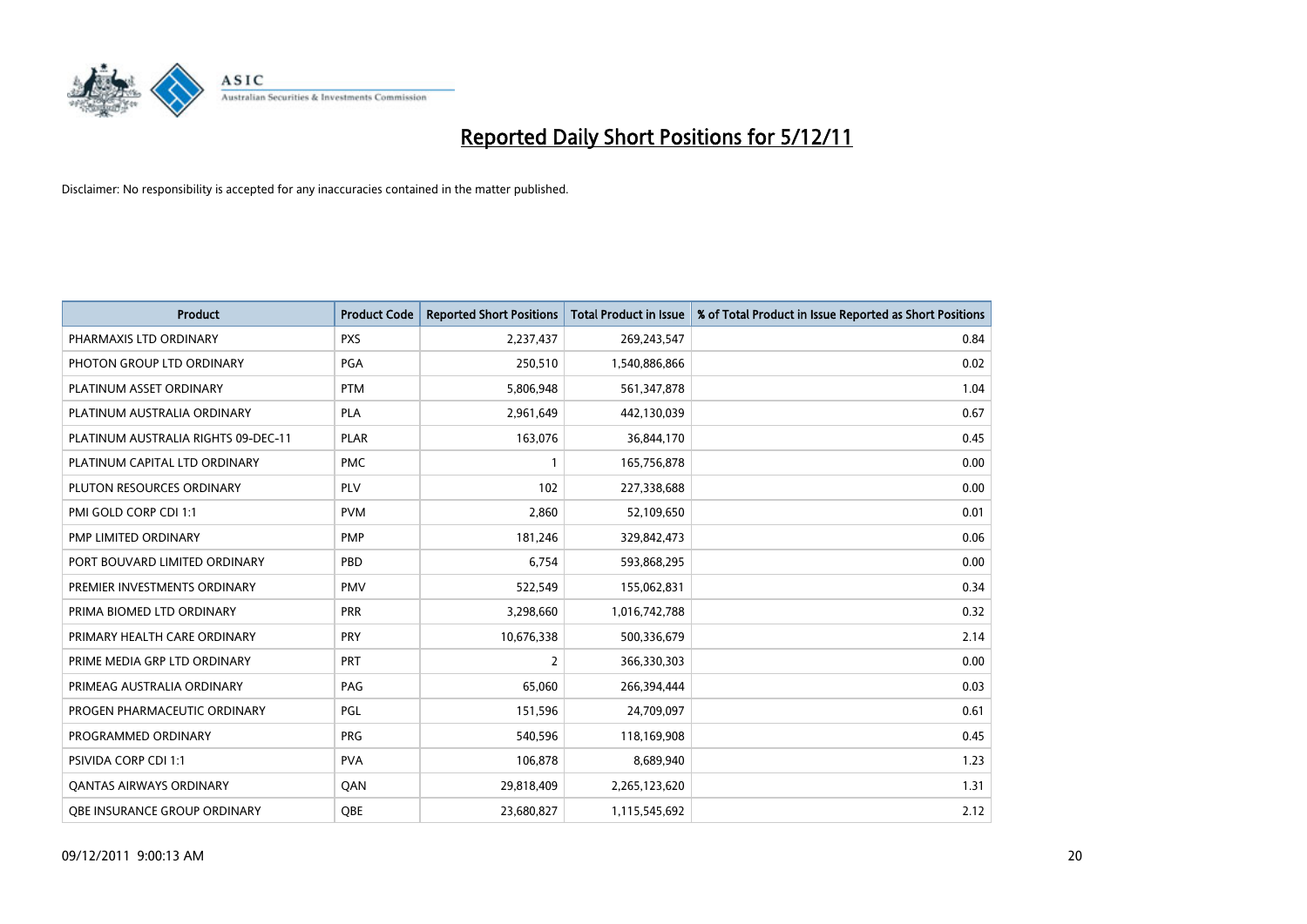# Reported Daily Short Positions for 5/12/11

Disclaimer: No responsibility is accepted for any inaccuracies contained in the matter published.

| Product | Product Code | Reported Short Positions | Total Product in Issue | % of Total Product in Issue Reported as Short Positions |
|---|---|---|---|---|
| PHARMAXIS LTD ORDINARY | PXS | 2,237,437 | 269,243,547 | 0.84 |
| PHOTON GROUP LTD ORDINARY | PGA | 250,510 | 1,540,886,866 | 0.02 |
| PLATINUM ASSET ORDINARY | PTM | 5,806,948 | 561,347,878 | 1.04 |
| PLATINUM AUSTRALIA ORDINARY | PLA | 2,961,649 | 442,130,039 | 0.67 |
| PLATINUM AUSTRALIA RIGHTS 09-DEC-11 | PLAR | 163,076 | 36,844,170 | 0.45 |
| PLATINUM CAPITAL LTD ORDINARY | PMC | 1 | 165,756,878 | 0.00 |
| PLUTON RESOURCES ORDINARY | PLV | 102 | 227,338,688 | 0.00 |
| PMI GOLD CORP CDI 1:1 | PVM | 2,860 | 52,109,650 | 0.01 |
| PMP LIMITED ORDINARY | PMP | 181,246 | 329,842,473 | 0.06 |
| PORT BOUVARD LIMITED ORDINARY | PBD | 6,754 | 593,868,295 | 0.00 |
| PREMIER INVESTMENTS ORDINARY | PMV | 522,549 | 155,062,831 | 0.34 |
| PRIMA BIOMED LTD ORDINARY | PRR | 3,298,660 | 1,016,742,788 | 0.32 |
| PRIMARY HEALTH CARE ORDINARY | PRY | 10,676,338 | 500,336,679 | 2.14 |
| PRIME MEDIA GRP LTD ORDINARY | PRT | 2 | 366,330,303 | 0.00 |
| PRIMEAG AUSTRALIA ORDINARY | PAG | 65,060 | 266,394,444 | 0.03 |
| PROGEN PHARMACEUTIC ORDINARY | PGL | 151,596 | 24,709,097 | 0.61 |
| PROGRAMMED ORDINARY | PRG | 540,596 | 118,169,908 | 0.45 |
| PSIVIDA CORP CDI 1:1 | PVA | 106,878 | 8,689,940 | 1.23 |
| QANTAS AIRWAYS ORDINARY | QAN | 29,818,409 | 2,265,123,620 | 1.31 |
| QBE INSURANCE GROUP ORDINARY | QBE | 23,680,827 | 1,115,545,692 | 2.12 |

09/12/2011 9:00:13 AM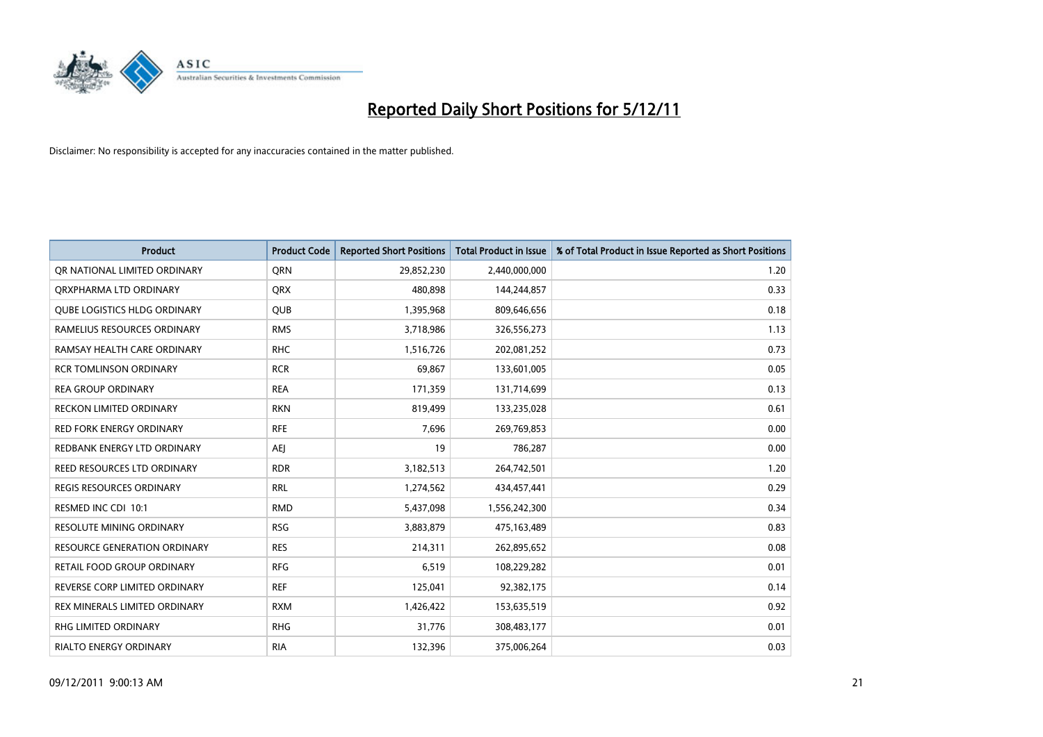# Reported Daily Short Positions for 5/12/11

Disclaimer: No responsibility is accepted for any inaccuracies contained in the matter published.

| Product | Product Code | Reported Short Positions | Total Product in Issue | % of Total Product in Issue Reported as Short Positions |
|---|---|---|---|---|
| QR NATIONAL LIMITED ORDINARY | QRN | 29,852,230 | 2,440,000,000 | 1.20 |
| QRXPHARMA LTD ORDINARY | QRX | 480,898 | 144,244,857 | 0.33 |
| QUBE LOGISTICS HLDG ORDINARY | QUB | 1,395,968 | 809,646,656 | 0.18 |
| RAMELIUS RESOURCES ORDINARY | RMS | 3,718,986 | 326,556,273 | 1.13 |
| RAMSAY HEALTH CARE ORDINARY | RHC | 1,516,726 | 202,081,252 | 0.73 |
| RCR TOMLINSON ORDINARY | RCR | 69,867 | 133,601,005 | 0.05 |
| REA GROUP ORDINARY | REA | 171,359 | 131,714,699 | 0.13 |
| RECKON LIMITED ORDINARY | RKN | 819,499 | 133,235,028 | 0.61 |
| RED FORK ENERGY ORDINARY | RFE | 7,696 | 269,769,853 | 0.00 |
| REDBANK ENERGY LTD ORDINARY | AEJ | 19 | 786,287 | 0.00 |
| REED RESOURCES LTD ORDINARY | RDR | 3,182,513 | 264,742,501 | 1.20 |
| REGIS RESOURCES ORDINARY | RRL | 1,274,562 | 434,457,441 | 0.29 |
| RESMED INC CDI 10:1 | RMD | 5,437,098 | 1,556,242,300 | 0.34 |
| RESOLUTE MINING ORDINARY | RSG | 3,883,879 | 475,163,489 | 0.83 |
| RESOURCE GENERATION ORDINARY | RES | 214,311 | 262,895,652 | 0.08 |
| RETAIL FOOD GROUP ORDINARY | RFG | 6,519 | 108,229,282 | 0.01 |
| REVERSE CORP LIMITED ORDINARY | REF | 125,041 | 92,382,175 | 0.14 |
| REX MINERALS LIMITED ORDINARY | RXM | 1,426,422 | 153,635,519 | 0.92 |
| RHG LIMITED ORDINARY | RHG | 31,776 | 308,483,177 | 0.01 |
| RIALTO ENERGY ORDINARY | RIA | 132,396 | 375,006,264 | 0.03 |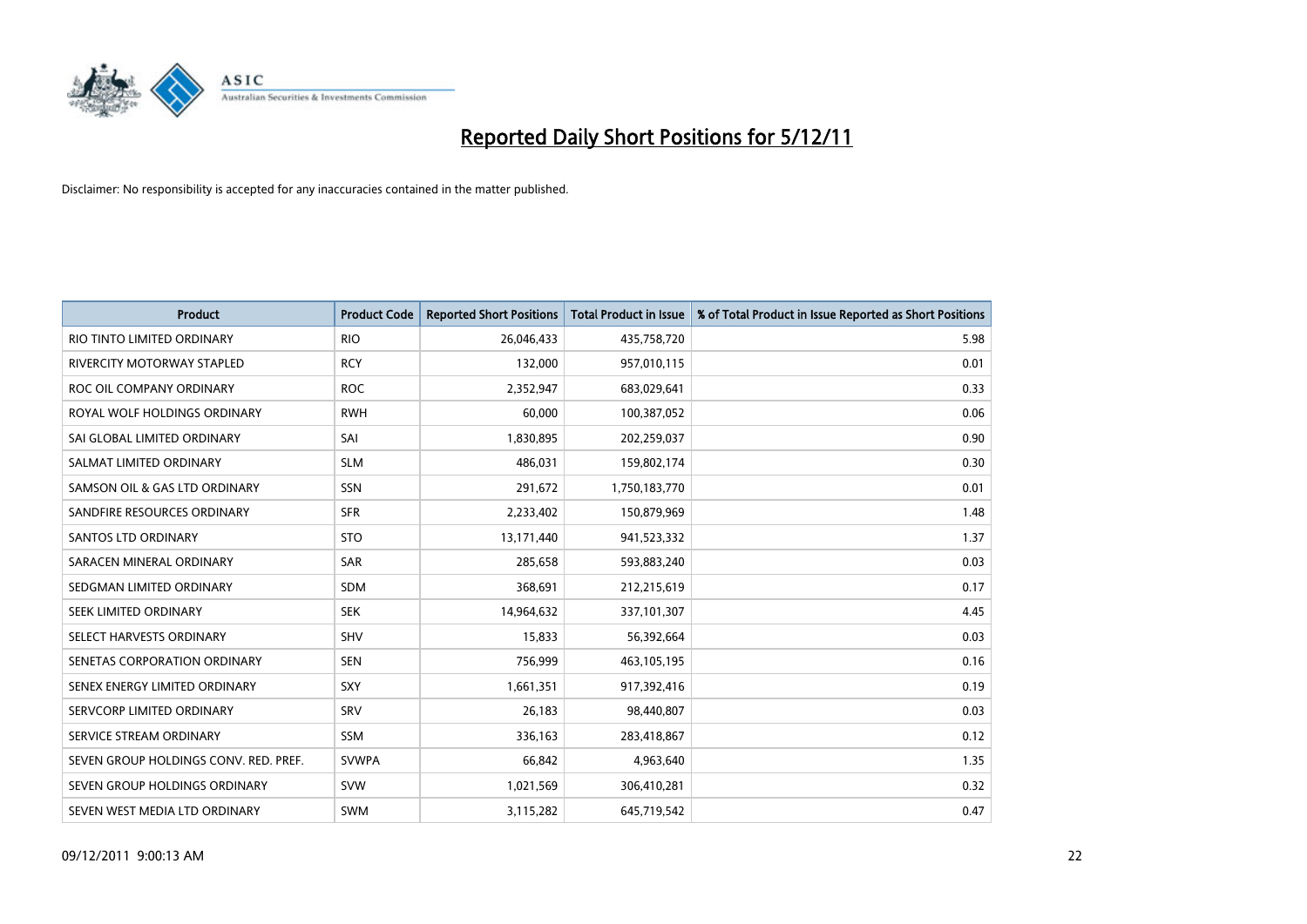# Reported Daily Short Positions for 5/12/11

Disclaimer: No responsibility is accepted for any inaccuracies contained in the matter published.

| Product | Product Code | Reported Short Positions | Total Product in Issue | % of Total Product in Issue Reported as Short Positions |
|---|---|---|---|---|
| RIO TINTO LIMITED ORDINARY | RIO | 26,046,433 | 435,758,720 | 5.98 |
| RIVERCITY MOTORWAY STAPLED | RCY | 132,000 | 957,010,115 | 0.01 |
| ROC OIL COMPANY ORDINARY | ROC | 2,352,947 | 683,029,641 | 0.33 |
| ROYAL WOLF HOLDINGS ORDINARY | RWH | 60,000 | 100,387,052 | 0.06 |
| SAI GLOBAL LIMITED ORDINARY | SAI | 1,830,895 | 202,259,037 | 0.90 |
| SALMAT LIMITED ORDINARY | SLM | 486,031 | 159,802,174 | 0.30 |
| SAMSON OIL & GAS LTD ORDINARY | SSN | 291,672 | 1,750,183,770 | 0.01 |
| SANDFIRE RESOURCES ORDINARY | SFR | 2,233,402 | 150,879,969 | 1.48 |
| SANTOS LTD ORDINARY | STO | 13,171,440 | 941,523,332 | 1.37 |
| SARACEN MINERAL ORDINARY | SAR | 285,658 | 593,883,240 | 0.03 |
| SEDGMAN LIMITED ORDINARY | SDM | 368,691 | 212,215,619 | 0.17 |
| SEEK LIMITED ORDINARY | SEK | 14,964,632 | 337,101,307 | 4.45 |
| SELECT HARVESTS ORDINARY | SHV | 15,833 | 56,392,664 | 0.03 |
| SENETAS CORPORATION ORDINARY | SEN | 756,999 | 463,105,195 | 0.16 |
| SENEX ENERGY LIMITED ORDINARY | SXY | 1,661,351 | 917,392,416 | 0.19 |
| SERVCORP LIMITED ORDINARY | SRV | 26,183 | 98,440,807 | 0.03 |
| SERVICE STREAM ORDINARY | SSM | 336,163 | 283,418,867 | 0.12 |
| SEVEN GROUP HOLDINGS CONV. RED. PREF. | SVWPA | 66,842 | 4,963,640 | 1.35 |
| SEVEN GROUP HOLDINGS ORDINARY | SVW | 1,021,569 | 306,410,281 | 0.32 |
| SEVEN WEST MEDIA LTD ORDINARY | SWM | 3,115,282 | 645,719,542 | 0.47 |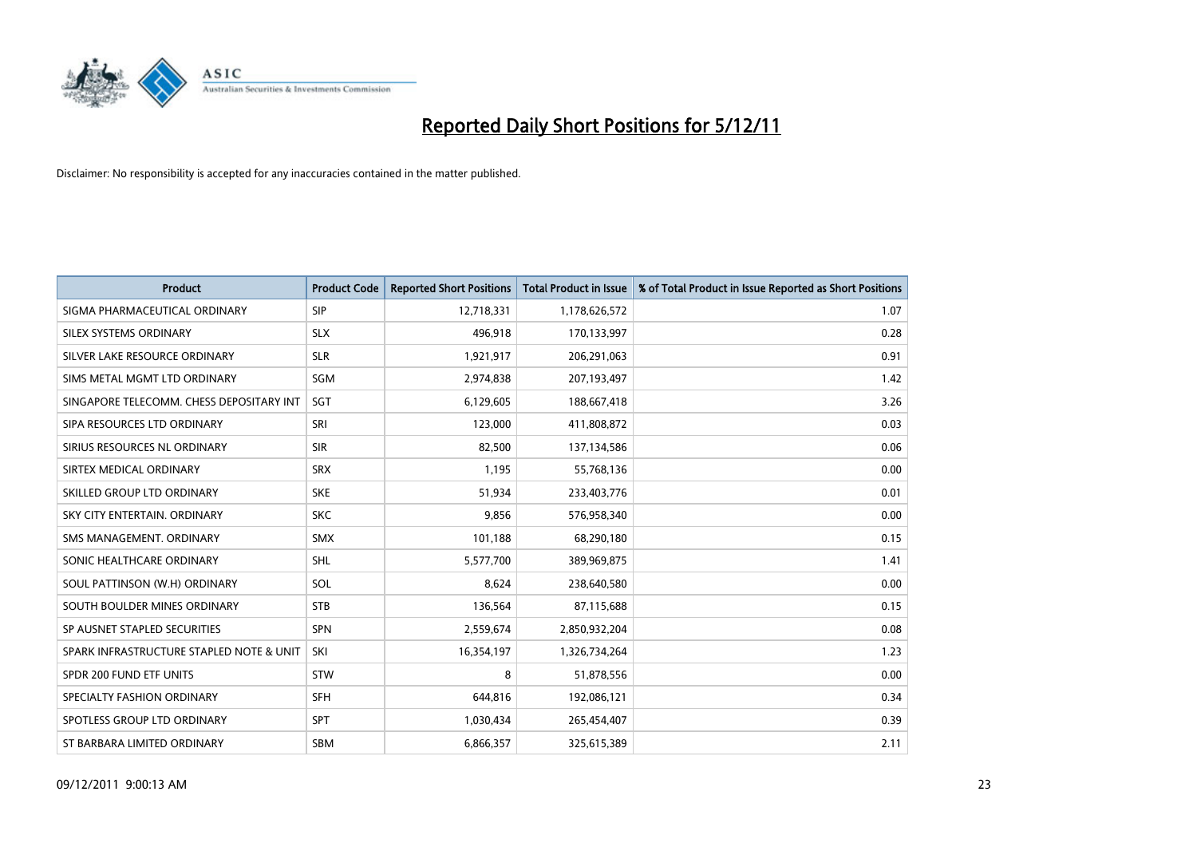# Reported Daily Short Positions for 5/12/11

Disclaimer: No responsibility is accepted for any inaccuracies contained in the matter published.

| Product | Product Code | Reported Short Positions | Total Product in Issue | % of Total Product in Issue Reported as Short Positions |
|---|---|---|---|---|
| SIGMA PHARMACEUTICAL ORDINARY | SIP | 12,718,331 | 1,178,626,572 | 1.07 |
| SILEX SYSTEMS ORDINARY | SLX | 496,918 | 170,133,997 | 0.28 |
| SILVER LAKE RESOURCE ORDINARY | SLR | 1,921,917 | 206,291,063 | 0.91 |
| SIMS METAL MGMT LTD ORDINARY | SGM | 2,974,838 | 207,193,497 | 1.42 |
| SINGAPORE TELECOMM. CHESS DEPOSITARY INT | SGT | 6,129,605 | 188,667,418 | 3.26 |
| SIPA RESOURCES LTD ORDINARY | SRI | 123,000 | 411,808,872 | 0.03 |
| SIRIUS RESOURCES NL ORDINARY | SIR | 82,500 | 137,134,586 | 0.06 |
| SIRTEX MEDICAL ORDINARY | SRX | 1,195 | 55,768,136 | 0.00 |
| SKILLED GROUP LTD ORDINARY | SKE | 51,934 | 233,403,776 | 0.01 |
| SKY CITY ENTERTAIN. ORDINARY | SKC | 9,856 | 576,958,340 | 0.00 |
| SMS MANAGEMENT. ORDINARY | SMX | 101,188 | 68,290,180 | 0.15 |
| SONIC HEALTHCARE ORDINARY | SHL | 5,577,700 | 389,969,875 | 1.41 |
| SOUL PATTINSON (W.H) ORDINARY | SOL | 8,624 | 238,640,580 | 0.00 |
| SOUTH BOULDER MINES ORDINARY | STB | 136,564 | 87,115,688 | 0.15 |
| SP AUSNET STAPLED SECURITIES | SPN | 2,559,674 | 2,850,932,204 | 0.08 |
| SPARK INFRASTRUCTURE STAPLED NOTE & UNIT | SKI | 16,354,197 | 1,326,734,264 | 1.23 |
| SPDR 200 FUND ETF UNITS | STW | 8 | 51,878,556 | 0.00 |
| SPECIALTY FASHION ORDINARY | SFH | 644,816 | 192,086,121 | 0.34 |
| SPOTLESS GROUP LTD ORDINARY | SPT | 1,030,434 | 265,454,407 | 0.39 |
| ST BARBARA LIMITED ORDINARY | SBM | 6,866,357 | 325,615,389 | 2.11 |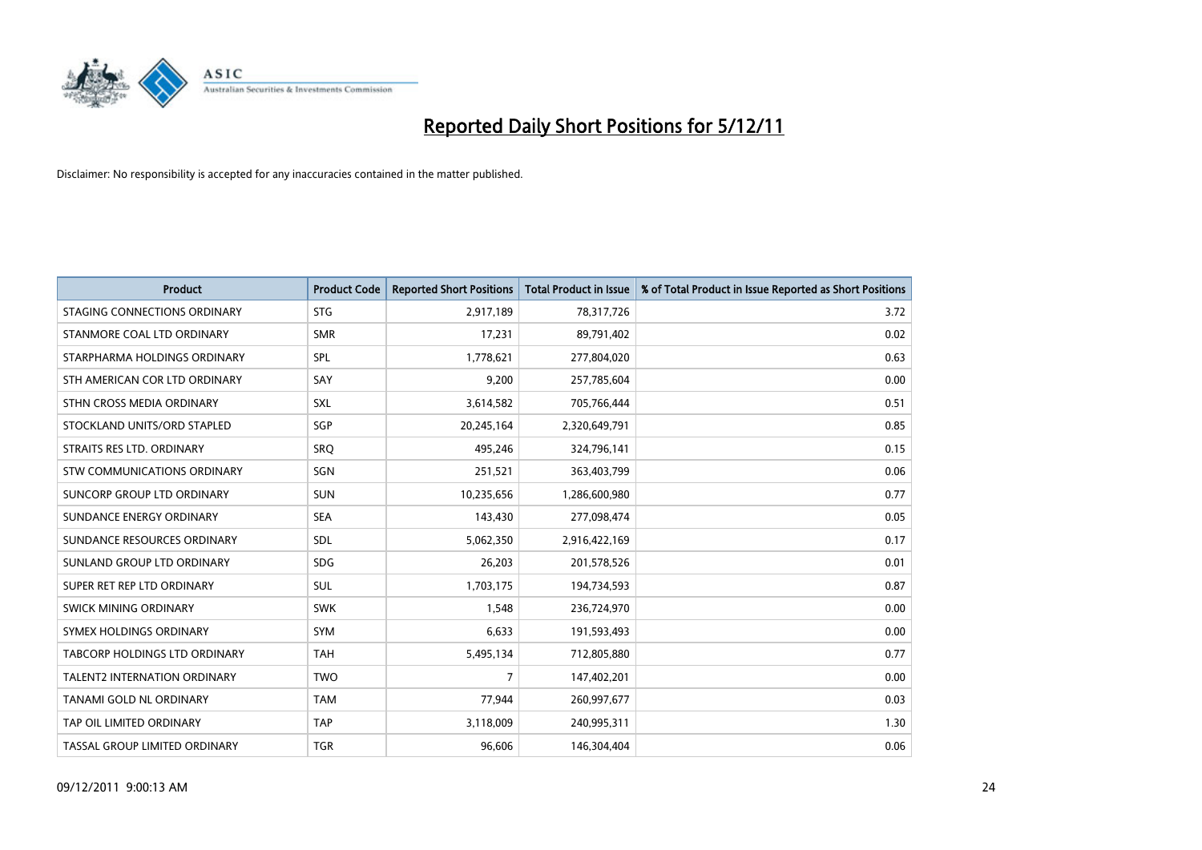# Reported Daily Short Positions for 5/12/11

Disclaimer: No responsibility is accepted for any inaccuracies contained in the matter published.

| Product | Product Code | Reported Short Positions | Total Product in Issue | % of Total Product in Issue Reported as Short Positions |
|---|---|---|---|---|
| STAGING CONNECTIONS ORDINARY | STG | 2,917,189 | 78,317,726 | 3.72 |
| STANMORE COAL LTD ORDINARY | SMR | 17,231 | 89,791,402 | 0.02 |
| STARPHARMA HOLDINGS ORDINARY | SPL | 1,778,621 | 277,804,020 | 0.63 |
| STH AMERICAN COR LTD ORDINARY | SAY | 9,200 | 257,785,604 | 0.00 |
| STHN CROSS MEDIA ORDINARY | SXL | 3,614,582 | 705,766,444 | 0.51 |
| STOCKLAND UNITS/ORD STAPLED | SGP | 20,245,164 | 2,320,649,791 | 0.85 |
| STRAITS RES LTD. ORDINARY | SRQ | 495,246 | 324,796,141 | 0.15 |
| STW COMMUNICATIONS ORDINARY | SGN | 251,521 | 363,403,799 | 0.06 |
| SUNCORP GROUP LTD ORDINARY | SUN | 10,235,656 | 1,286,600,980 | 0.77 |
| SUNDANCE ENERGY ORDINARY | SEA | 143,430 | 277,098,474 | 0.05 |
| SUNDANCE RESOURCES ORDINARY | SDL | 5,062,350 | 2,916,422,169 | 0.17 |
| SUNLAND GROUP LTD ORDINARY | SDG | 26,203 | 201,578,526 | 0.01 |
| SUPER RET REP LTD ORDINARY | SUL | 1,703,175 | 194,734,593 | 0.87 |
| SWICK MINING ORDINARY | SWK | 1,548 | 236,724,970 | 0.00 |
| SYMEX HOLDINGS ORDINARY | SYM | 6,633 | 191,593,493 | 0.00 |
| TABCORP HOLDINGS LTD ORDINARY | TAH | 5,495,134 | 712,805,880 | 0.77 |
| TALENT2 INTERNATION ORDINARY | TWO | 7 | 147,402,201 | 0.00 |
| TANAMI GOLD NL ORDINARY | TAM | 77,944 | 260,997,677 | 0.03 |
| TAP OIL LIMITED ORDINARY | TAP | 3,118,009 | 240,995,311 | 1.30 |
| TASSAL GROUP LIMITED ORDINARY | TGR | 96,606 | 146,304,404 | 0.06 |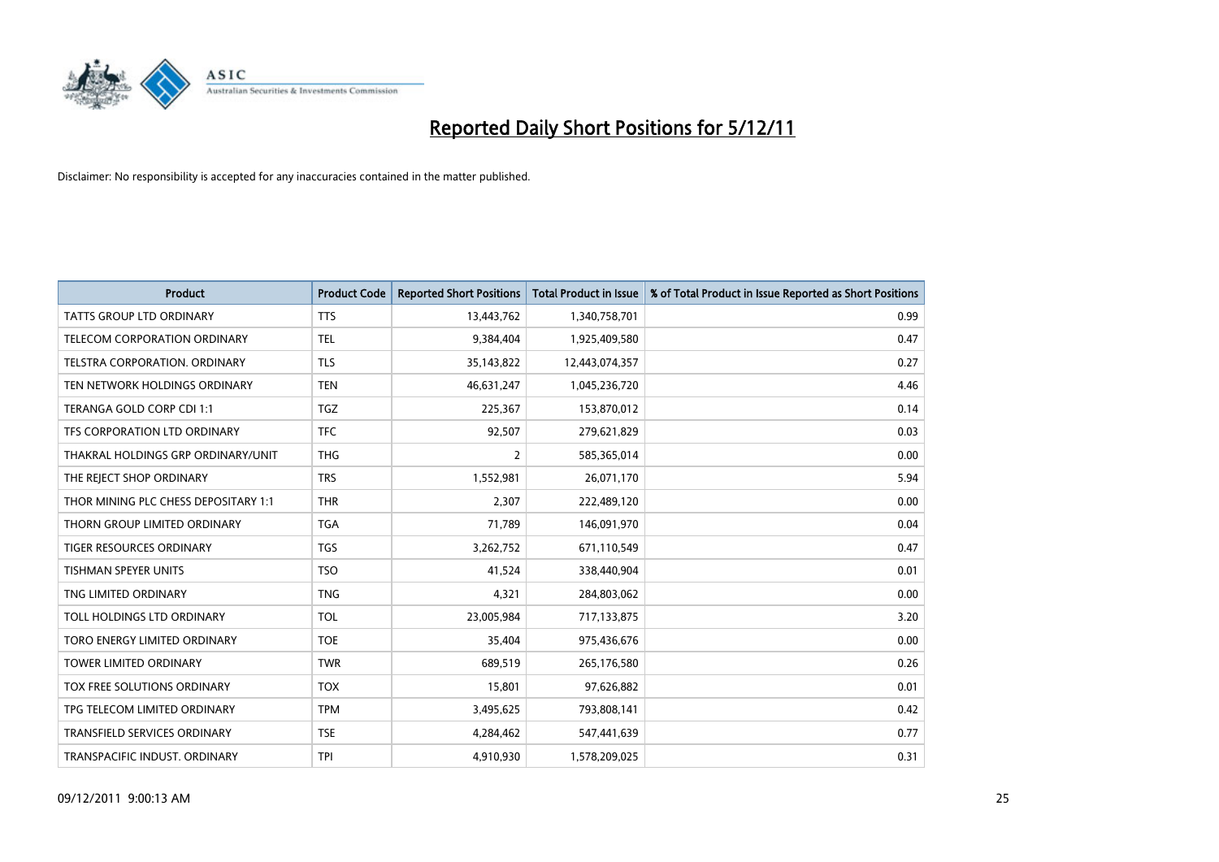# Reported Daily Short Positions for 5/12/11

Disclaimer: No responsibility is accepted for any inaccuracies contained in the matter published.

| Product | Product Code | Reported Short Positions | Total Product in Issue | % of Total Product in Issue Reported as Short Positions |
|---|---|---|---|---|
| TATTS GROUP LTD ORDINARY | TTS | 13,443,762 | 1,340,758,701 | 0.99 |
| TELECOM CORPORATION ORDINARY | TEL | 9,384,404 | 1,925,409,580 | 0.47 |
| TELSTRA CORPORATION. ORDINARY | TLS | 35,143,822 | 12,443,074,357 | 0.27 |
| TEN NETWORK HOLDINGS ORDINARY | TEN | 46,631,247 | 1,045,236,720 | 4.46 |
| TERANGA GOLD CORP CDI 1:1 | TGZ | 225,367 | 153,870,012 | 0.14 |
| TFS CORPORATION LTD ORDINARY | TFC | 92,507 | 279,621,829 | 0.03 |
| THAKRAL HOLDINGS GRP ORDINARY/UNIT | THG | 2 | 585,365,014 | 0.00 |
| THE REJECT SHOP ORDINARY | TRS | 1,552,981 | 26,071,170 | 5.94 |
| THOR MINING PLC CHESS DEPOSITARY 1:1 | THR | 2,307 | 222,489,120 | 0.00 |
| THORN GROUP LIMITED ORDINARY | TGA | 71,789 | 146,091,970 | 0.04 |
| TIGER RESOURCES ORDINARY | TGS | 3,262,752 | 671,110,549 | 0.47 |
| TISHMAN SPEYER UNITS | TSO | 41,524 | 338,440,904 | 0.01 |
| TNG LIMITED ORDINARY | TNG | 4,321 | 284,803,062 | 0.00 |
| TOLL HOLDINGS LTD ORDINARY | TOL | 23,005,984 | 717,133,875 | 3.20 |
| TORO ENERGY LIMITED ORDINARY | TOE | 35,404 | 975,436,676 | 0.00 |
| TOWER LIMITED ORDINARY | TWR | 689,519 | 265,176,580 | 0.26 |
| TOX FREE SOLUTIONS ORDINARY | TOX | 15,801 | 97,626,882 | 0.01 |
| TPG TELECOM LIMITED ORDINARY | TPM | 3,495,625 | 793,808,141 | 0.42 |
| TRANSFIELD SERVICES ORDINARY | TSE | 4,284,462 | 547,441,639 | 0.77 |
| TRANSPACIFIC INDUST. ORDINARY | TPI | 4,910,930 | 1,578,209,025 | 0.31 |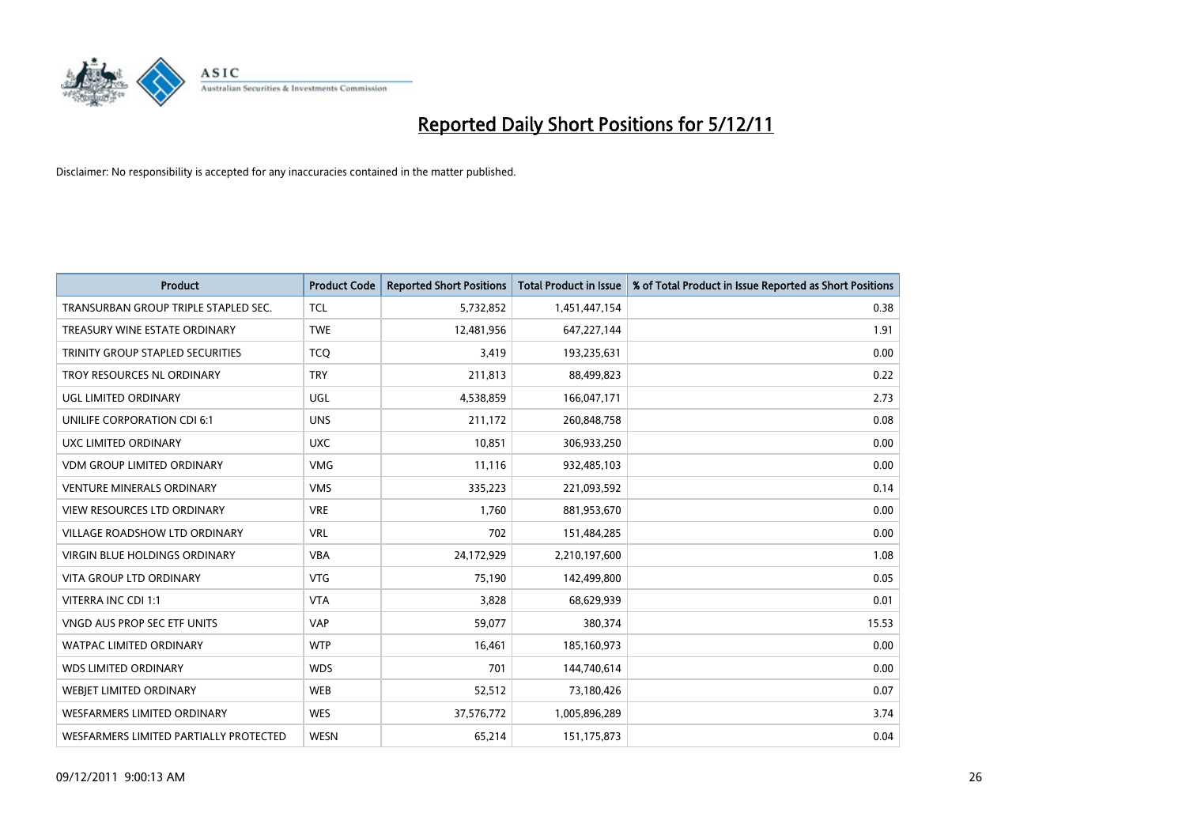# Reported Daily Short Positions for 5/12/11

Disclaimer: No responsibility is accepted for any inaccuracies contained in the matter published.

| Product | Product Code | Reported Short Positions | Total Product in Issue | % of Total Product in Issue Reported as Short Positions |
|---|---|---|---|---|
| TRANSURBAN GROUP TRIPLE STAPLED SEC. | TCL | 5,732,852 | 1,451,447,154 | 0.38 |
| TREASURY WINE ESTATE ORDINARY | TWE | 12,481,956 | 647,227,144 | 1.91 |
| TRINITY GROUP STAPLED SECURITIES | TCQ | 3,419 | 193,235,631 | 0.00 |
| TROY RESOURCES NL ORDINARY | TRY | 211,813 | 88,499,823 | 0.22 |
| UGL LIMITED ORDINARY | UGL | 4,538,859 | 166,047,171 | 2.73 |
| UNILIFE CORPORATION CDI 6:1 | UNS | 211,172 | 260,848,758 | 0.08 |
| UXC LIMITED ORDINARY | UXC | 10,851 | 306,933,250 | 0.00 |
| VDM GROUP LIMITED ORDINARY | VMG | 11,116 | 932,485,103 | 0.00 |
| VENTURE MINERALS ORDINARY | VMS | 335,223 | 221,093,592 | 0.14 |
| VIEW RESOURCES LTD ORDINARY | VRE | 1,760 | 881,953,670 | 0.00 |
| VILLAGE ROADSHOW LTD ORDINARY | VRL | 702 | 151,484,285 | 0.00 |
| VIRGIN BLUE HOLDINGS ORDINARY | VBA | 24,172,929 | 2,210,197,600 | 1.08 |
| VITA GROUP LTD ORDINARY | VTG | 75,190 | 142,499,800 | 0.05 |
| VITERRA INC CDI 1:1 | VTA | 3,828 | 68,629,939 | 0.01 |
| VNGD AUS PROP SEC ETF UNITS | VAP | 59,077 | 380,374 | 15.53 |
| WATPAC LIMITED ORDINARY | WTP | 16,461 | 185,160,973 | 0.00 |
| WDS LIMITED ORDINARY | WDS | 701 | 144,740,614 | 0.00 |
| WEBJET LIMITED ORDINARY | WEB | 52,512 | 73,180,426 | 0.07 |
| WESFARMERS LIMITED ORDINARY | WES | 37,576,772 | 1,005,896,289 | 3.74 |
| WESFARMERS LIMITED PARTIALLY PROTECTED | WESN | 65,214 | 151,175,873 | 0.04 |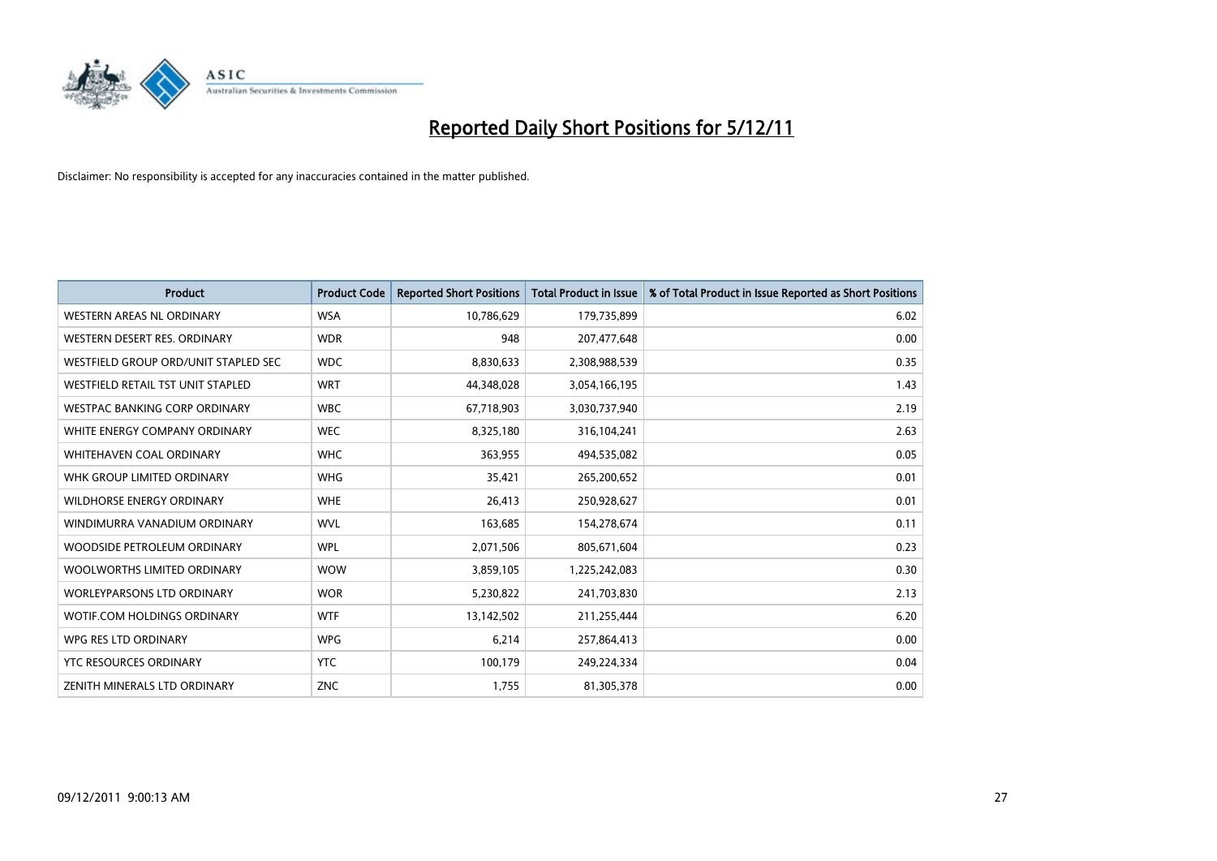# Reported Daily Short Positions for 5/12/11

Disclaimer: No responsibility is accepted for any inaccuracies contained in the matter published.

| Product | Product Code | Reported Short Positions | Total Product in Issue | % of Total Product in Issue Reported as Short Positions |
|---|---|---|---|---|
| WESTERN AREAS NL ORDINARY | WSA | 10,786,629 | 179,735,899 | 6.02 |
| WESTERN DESERT RES. ORDINARY | WDR | 948 | 207,477,648 | 0.00 |
| WESTFIELD GROUP ORD/UNIT STAPLED SEC | WDC | 8,830,633 | 2,308,988,539 | 0.35 |
| WESTFIELD RETAIL TST UNIT STAPLED | WRT | 44,348,028 | 3,054,166,195 | 1.43 |
| WESTPAC BANKING CORP ORDINARY | WBC | 67,718,903 | 3,030,737,940 | 2.19 |
| WHITE ENERGY COMPANY ORDINARY | WEC | 8,325,180 | 316,104,241 | 2.63 |
| WHITEHAVEN COAL ORDINARY | WHC | 363,955 | 494,535,082 | 0.05 |
| WHK GROUP LIMITED ORDINARY | WHG | 35,421 | 265,200,652 | 0.01 |
| WILDHORSE ENERGY ORDINARY | WHE | 26,413 | 250,928,627 | 0.01 |
| WINDIMURRA VANADIUM ORDINARY | WVL | 163,685 | 154,278,674 | 0.11 |
| WOODSIDE PETROLEUM ORDINARY | WPL | 2,071,506 | 805,671,604 | 0.23 |
| WOOLWORTHS LIMITED ORDINARY | WOW | 3,859,105 | 1,225,242,083 | 0.30 |
| WORLEYPARSONS LTD ORDINARY | WOR | 5,230,822 | 241,703,830 | 2.13 |
| WOTIF.COM HOLDINGS ORDINARY | WTF | 13,142,502 | 211,255,444 | 6.20 |
| WPG RES LTD ORDINARY | WPG | 6,214 | 257,864,413 | 0.00 |
| YTC RESOURCES ORDINARY | YTC | 100,179 | 249,224,334 | 0.04 |
| ZENITH MINERALS LTD ORDINARY | ZNC | 1,755 | 81,305,378 | 0.00 |